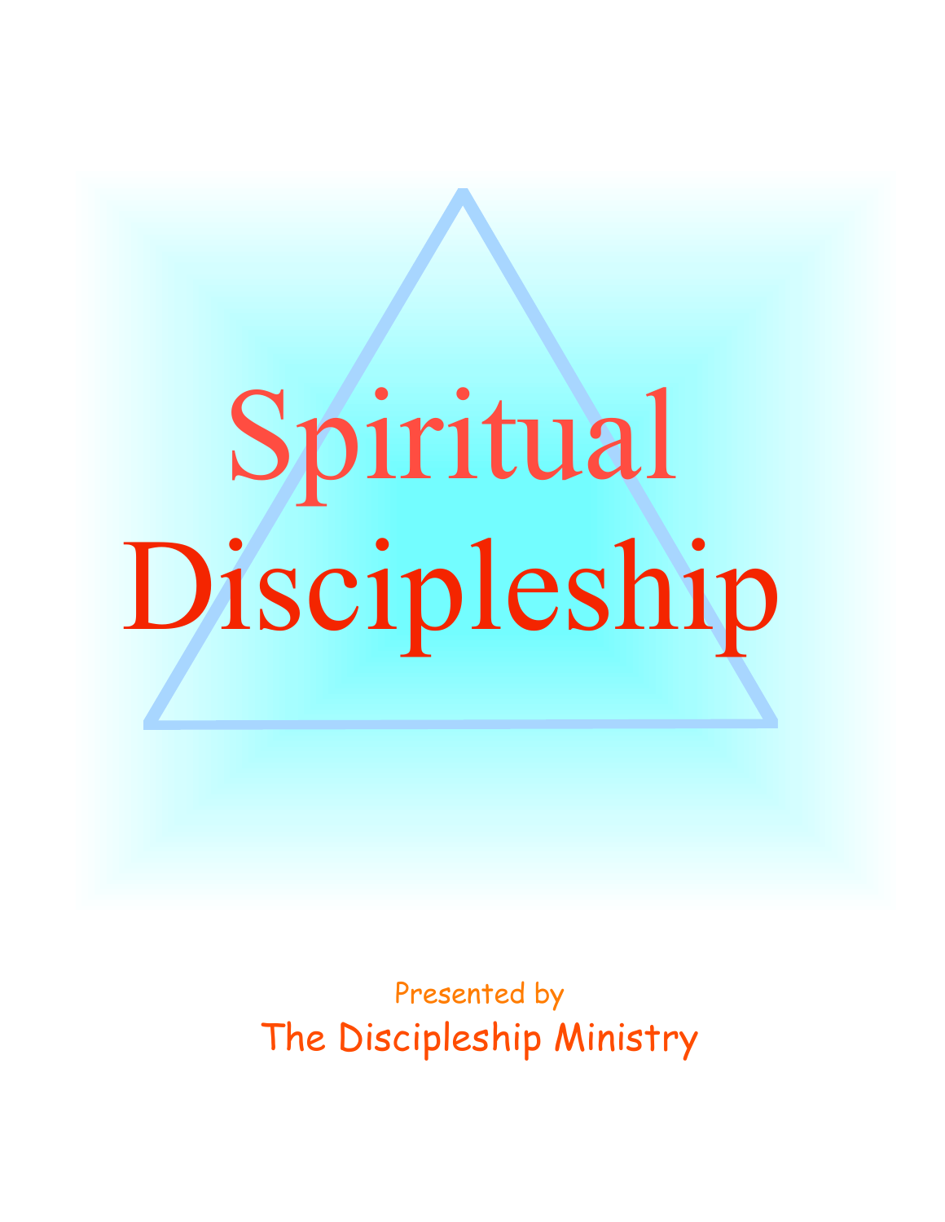# Spiritual Discipleship

Presented by

The Discipleship Ministry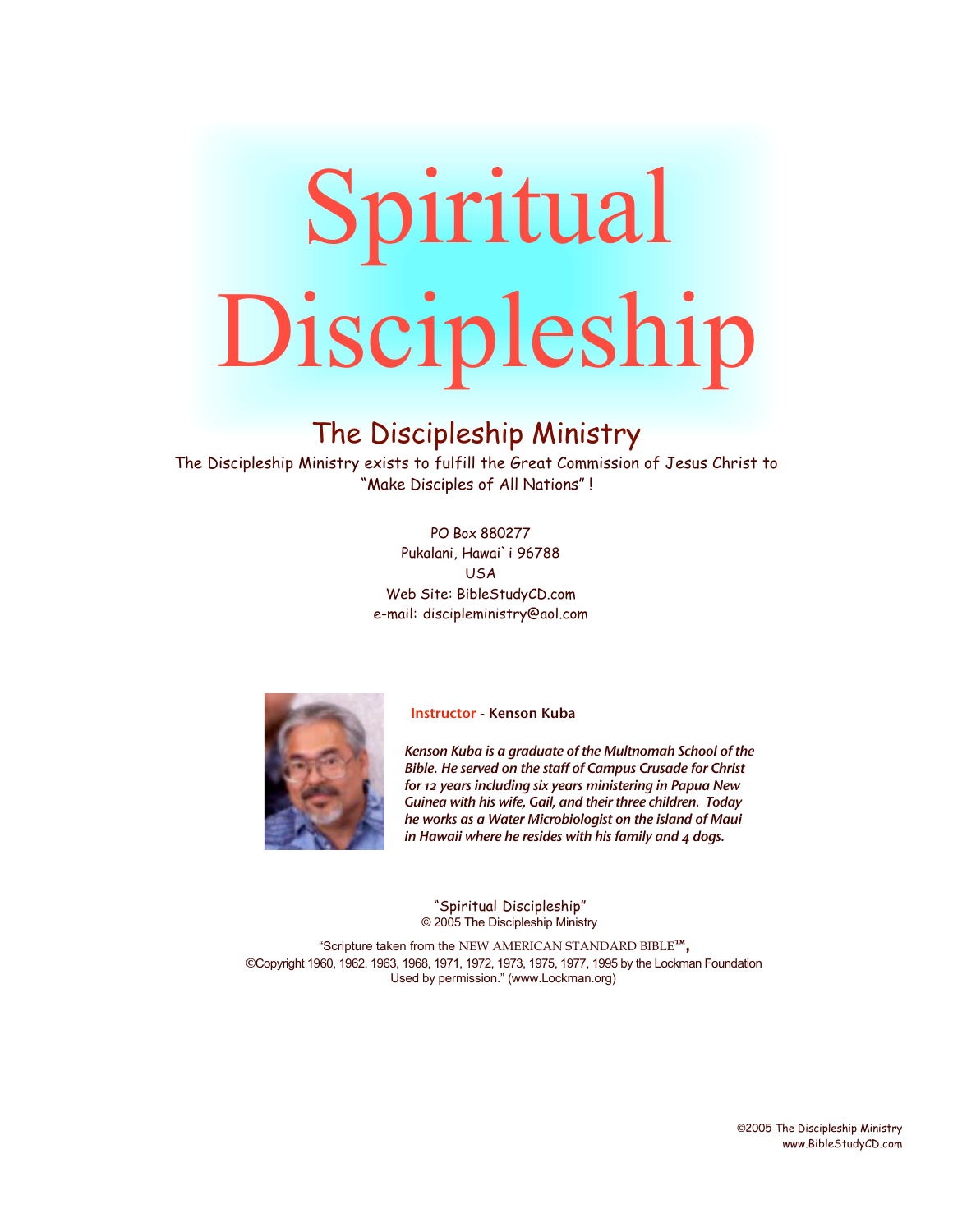# Spiritual Discipleship

## The Discipleship Ministry

The Discipleship Ministry exists to fulfill the Great Commission of Jesus Christ to "Make Disciples of All Nations" !

PO Box 880277
Pukalani, Hawai`i 96788
USA
Web Site: BibleStudyCD.com
e-mail: discipleministry@aol.com

**Instructor - Kenson Kuba**

***Kenson Kuba is a graduate of the Multnomah School of the Bible. He served on the staff of Campus Crusade for Christ for 12 years including six years ministering in Papua New Guinea with his wife, Gail, and their three children. Today he works as a Water Microbiologist on the island of Maui in Hawaii where he resides with his family and 4 dogs.***

"Spiritual Discipleship"
© 2005 The Discipleship Ministry

"Scripture taken from the NEW AMERICAN STANDARD BIBLE™,
©Copyright 1960, 1962, 1963, 1968, 1971, 1972, 1973, 1975, 1977, 1995 by the Lockman Foundation
Used by permission." (www.Lockman.org)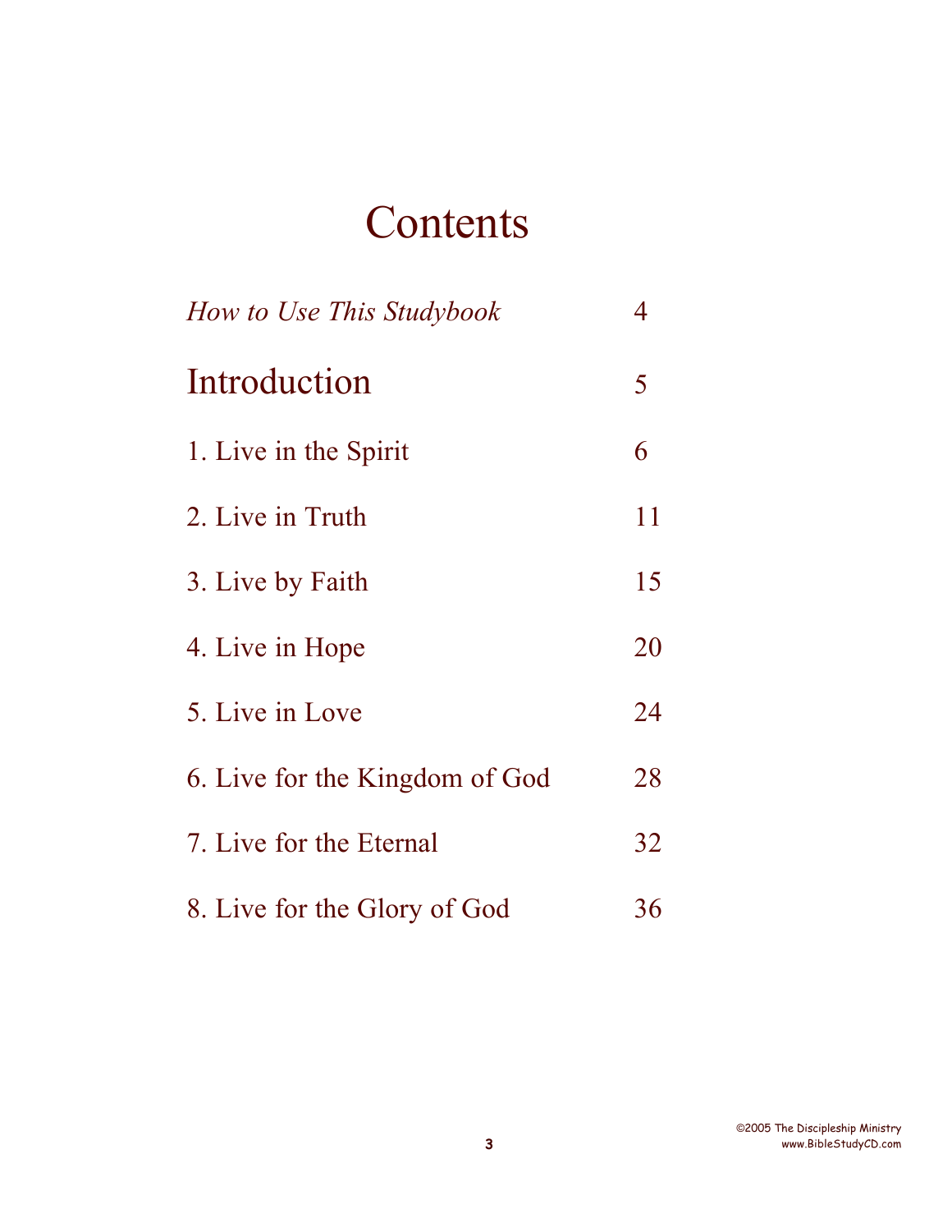# Contents

| | |
|---|---|
| *How to Use This Studybook* | 4 |
| Introduction | 5 |
| 1. Live in the Spirit | 6 |
| 2. Live in Truth | 11 |
| 3. Live by Faith | 15 |
| 4. Live in Hope | 20 |
| 5. Live in Love | 24 |
| 6. Live for the Kingdom of God | 28 |
| 7. Live for the Eternal | 32 |
| 8. Live for the Glory of God | 36 |

©2005 The Discipleship Ministry
www.BibleStudyCD.com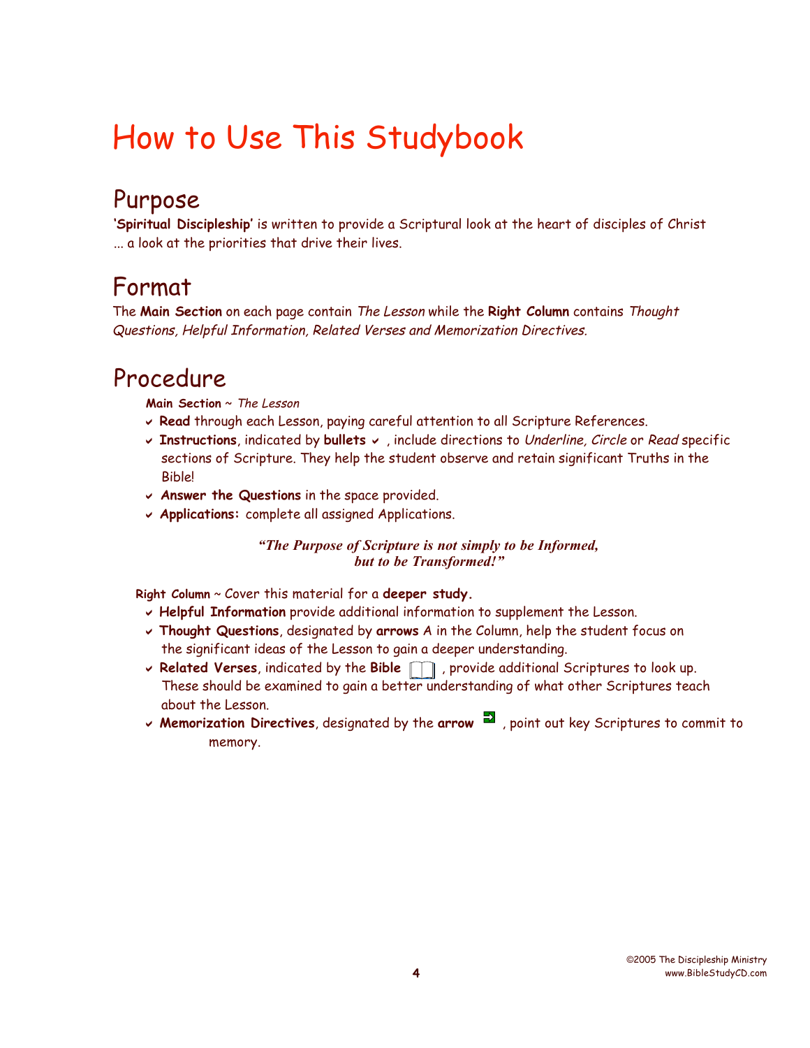# How to Use This Studybook

## Purpose

**'Spiritual Discipleship'** is written to provide a Scriptural look at the heart of disciples of Christ ... a look at the priorities that drive their lives.

## Format

The **Main Section** on each page contain *The Lesson* while the **Right Column** contains *Thought Questions, Helpful Information, Related Verses and Memorization Directives.*

## Procedure

**Main Section** ~ *The Lesson*

- ✔ **Read** through each Lesson, paying careful attention to all Scripture References.
- ✔ **Instructions**, indicated by **bullets** ✔ , include directions to *Underline, Circle* or *Read* specific sections of Scripture. They help the student observe and retain significant Truths in the Bible!
- ✔ **Answer the Questions** in the space provided.
- ✔ **Applications:** complete all assigned Applications.

***"The Purpose of Scripture is not simply to be Informed, but to be Transformed!"***

**Right Column** ~ Cover this material for a **deeper study.**

- ✔ **Helpful Information** provide additional information to supplement the Lesson.
- ✔ **Thought Questions**, designated by **arrows** A in the Column, help the student focus on the significant ideas of the Lesson to gain a deeper understanding.
- ✔ **Related Verses**, indicated by the **Bible** , provide additional Scriptures to look up. These should be examined to gain a better understanding of what other Scriptures teach about the Lesson.
- ✔ **Memorization Directives**, designated by the **arrow** , point out key Scriptures to commit to memory.

©2005 The Discipleship Ministry
www.BibleStudyCD.com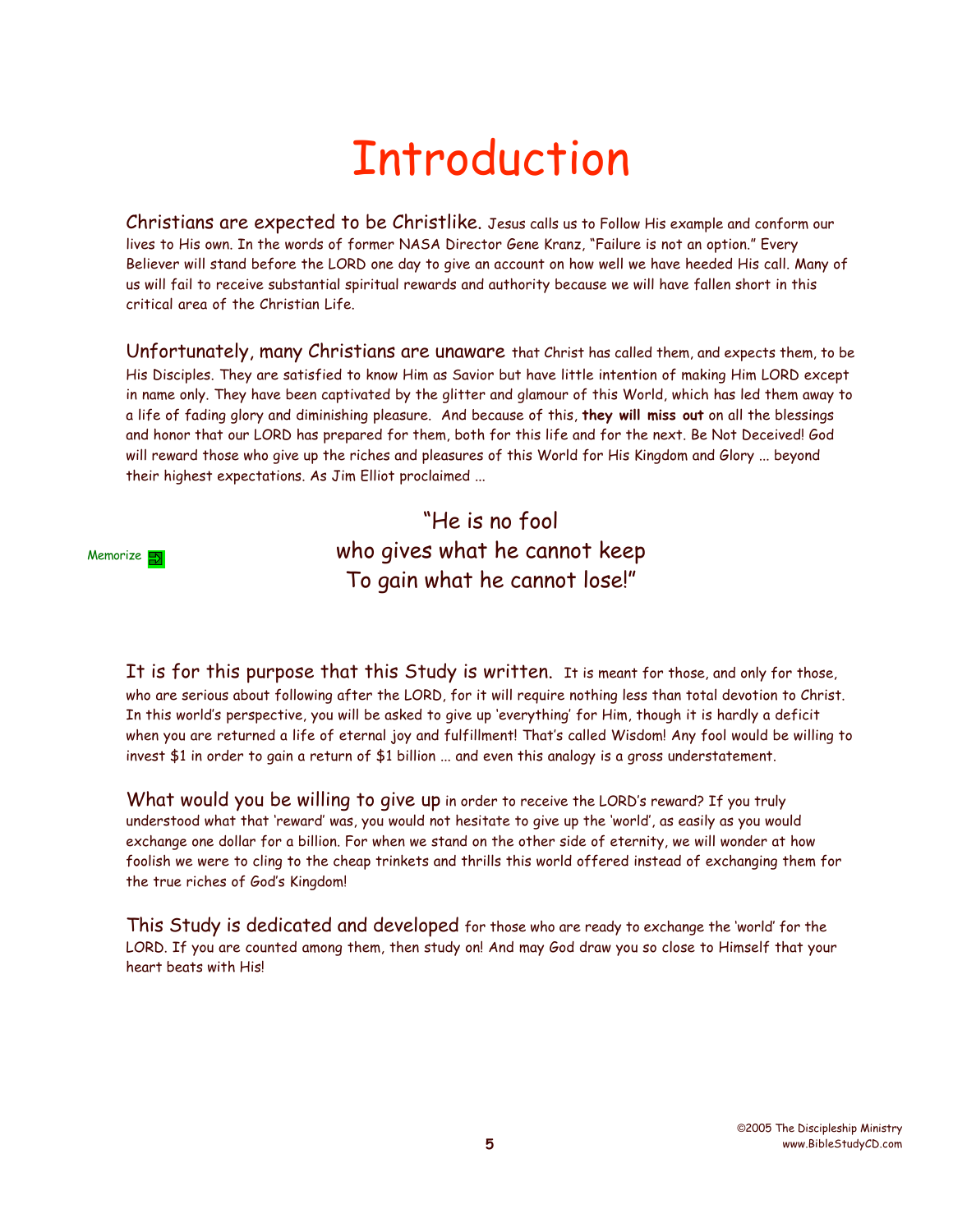# Introduction

Christians are expected to be Christlike. Jesus calls us to Follow His example and conform our lives to His own. In the words of former NASA Director Gene Kranz, "Failure is not an option." Every Believer will stand before the LORD one day to give an account on how well we have heeded His call. Many of us will fail to receive substantial spiritual rewards and authority because we will have fallen short in this critical area of the Christian Life.

Unfortunately, many Christians are unaware that Christ has called them, and expects them, to be His Disciples. They are satisfied to know Him as Savior but have little intention of making Him LORD except in name only. They have been captivated by the glitter and glamour of this World, which has led them away to a life of fading glory and diminishing pleasure. And because of this, **they will miss out** on all the blessings and honor that our LORD has prepared for them, both for this life and for the next. Be Not Deceived! God will reward those who give up the riches and pleasures of this World for His Kingdom and Glory ... beyond their highest expectations. As Jim Elliot proclaimed ...

Memorize

"He is no fool
who gives what he cannot keep
To gain what he cannot lose!"

It is for this purpose that this Study is written. It is meant for those, and only for those, who are serious about following after the LORD, for it will require nothing less than total devotion to Christ. In this world's perspective, you will be asked to give up 'everything' for Him, though it is hardly a deficit when you are returned a life of eternal joy and fulfillment! That's called Wisdom! Any fool would be willing to invest $1 in order to gain a return of $1 billion ... and even this analogy is a gross understatement.

What would you be willing to give up in order to receive the LORD's reward? If you truly understood what that 'reward' was, you would not hesitate to give up the 'world', as easily as you would exchange one dollar for a billion. For when we stand on the other side of eternity, we will wonder at how foolish we were to cling to the cheap trinkets and thrills this world offered instead of exchanging them for the true riches of God's Kingdom!

This Study is dedicated and developed for those who are ready to exchange the 'world' for the LORD. If you are counted among them, then study on! And may God draw you so close to Himself that your heart beats with His!

©2005 The Discipleship Ministry
www.BibleStudyCD.com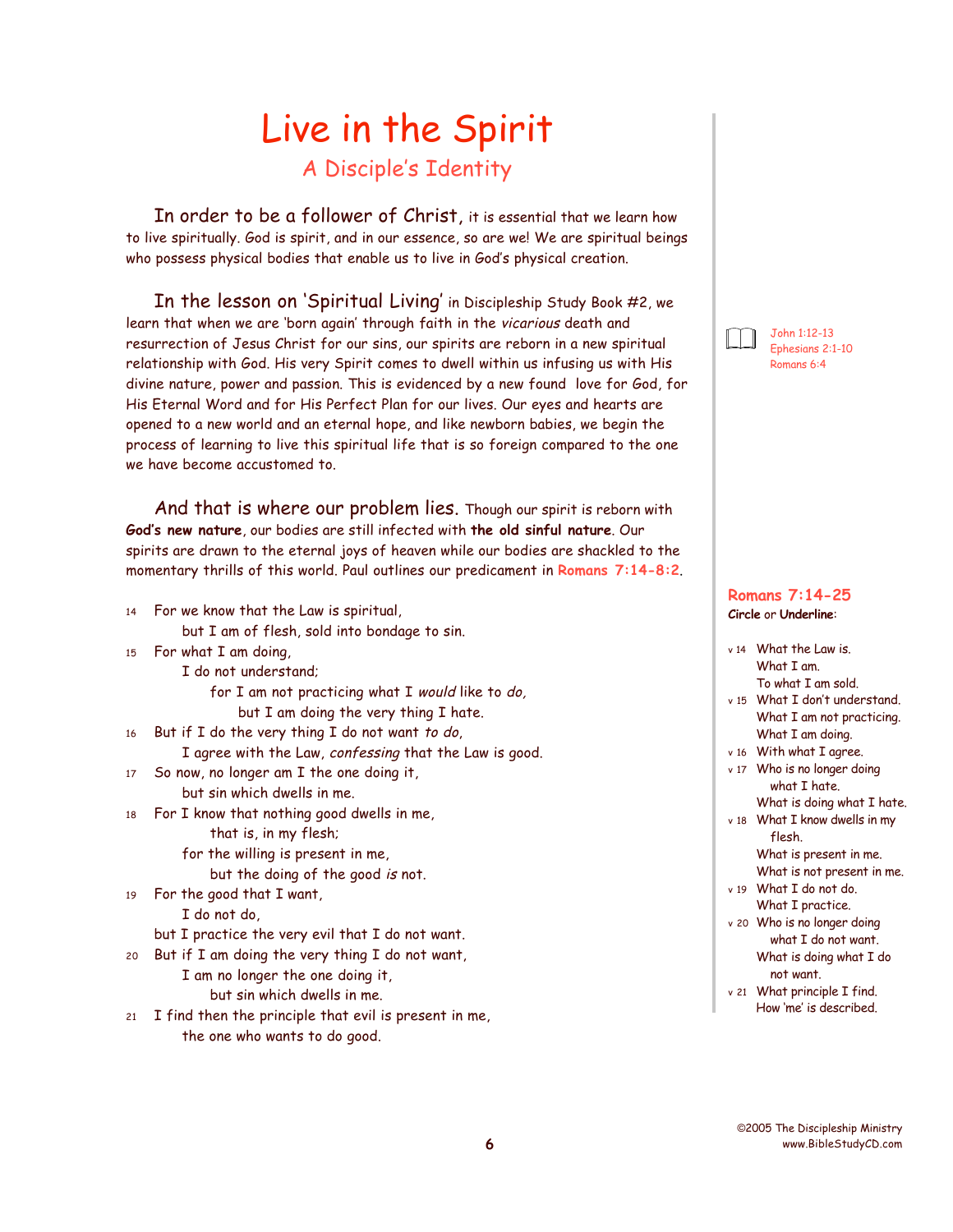# Live in the Spirit

## A Disciple's Identity

In order to be a follower of Christ, it is essential that we learn how to live spiritually. God is spirit, and in our essence, so are we! We are spiritual beings who possess physical bodies that enable us to live in God's physical creation.

In the lesson on 'Spiritual Living' in Discipleship Study Book #2, we learn that when we are 'born again' through faith in the *vicarious* death and resurrection of Jesus Christ for our sins, our spirits are reborn in a new spiritual relationship with God. His very Spirit comes to dwell within us infusing us with His divine nature, power and passion. This is evidenced by a new found love for God, for His Eternal Word and for His Perfect Plan for our lives. Our eyes and hearts are opened to a new world and an eternal hope, and like newborn babies, we begin the process of learning to live this spiritual life that is so foreign compared to the one we have become accustomed to.

John 1:12-13
Ephesians 2:1-10
Romans 6:4

And that is where our problem lies. Though our spirit is reborn with **God's new nature**, our bodies are still infected with **the old sinful nature**. Our spirits are drawn to the eternal joys of heaven while our bodies are shackled to the momentary thrills of this world. Paul outlines our predicament in **Romans 7:14-8:2**.

14 For we know that the Law is spiritual,
but I am of flesh, sold into bondage to sin.
15 For what I am doing,
I do not understand;
for I am not practicing what I *would* like to *do*,
but I am doing the very thing I hate.
16 But if I do the very thing I do not want *to do*,
I agree with the Law, *confessing* that the Law is good.
17 So now, no longer am I the one doing it,
but sin which dwells in me.
18 For I know that nothing good dwells in me,
that is, in my flesh;
for the willing is present in me,
but the doing of the good *is* not.
19 For the good that I want,
I do not do,
but I practice the very evil that I do not want.
20 But if I am doing the very thing I do not want,
I am no longer the one doing it,
but sin which dwells in me.
21 I find then the principle that evil is present in me,
the one who wants to do good.

**Romans 7:14-25**
**Circle** or **Underline**:

v 14 What the Law is.
What I am.
To what I am sold.
v 15 What I don't understand.
What I am not practicing.
What I am doing.
v 16 With what I agree.
v 17 Who is no longer doing what I hate.
What is doing what I hate.
v 18 What I know dwells in my flesh.
What is present in me.
What is not present in me.
v 19 What I do not do.
What I practice.
v 20 Who is no longer doing what I do not want.
What is doing what I do not want.
v 21 What principle I find.
How 'me' is described.

©2005 The Discipleship Ministry
www.BibleStudyCD.com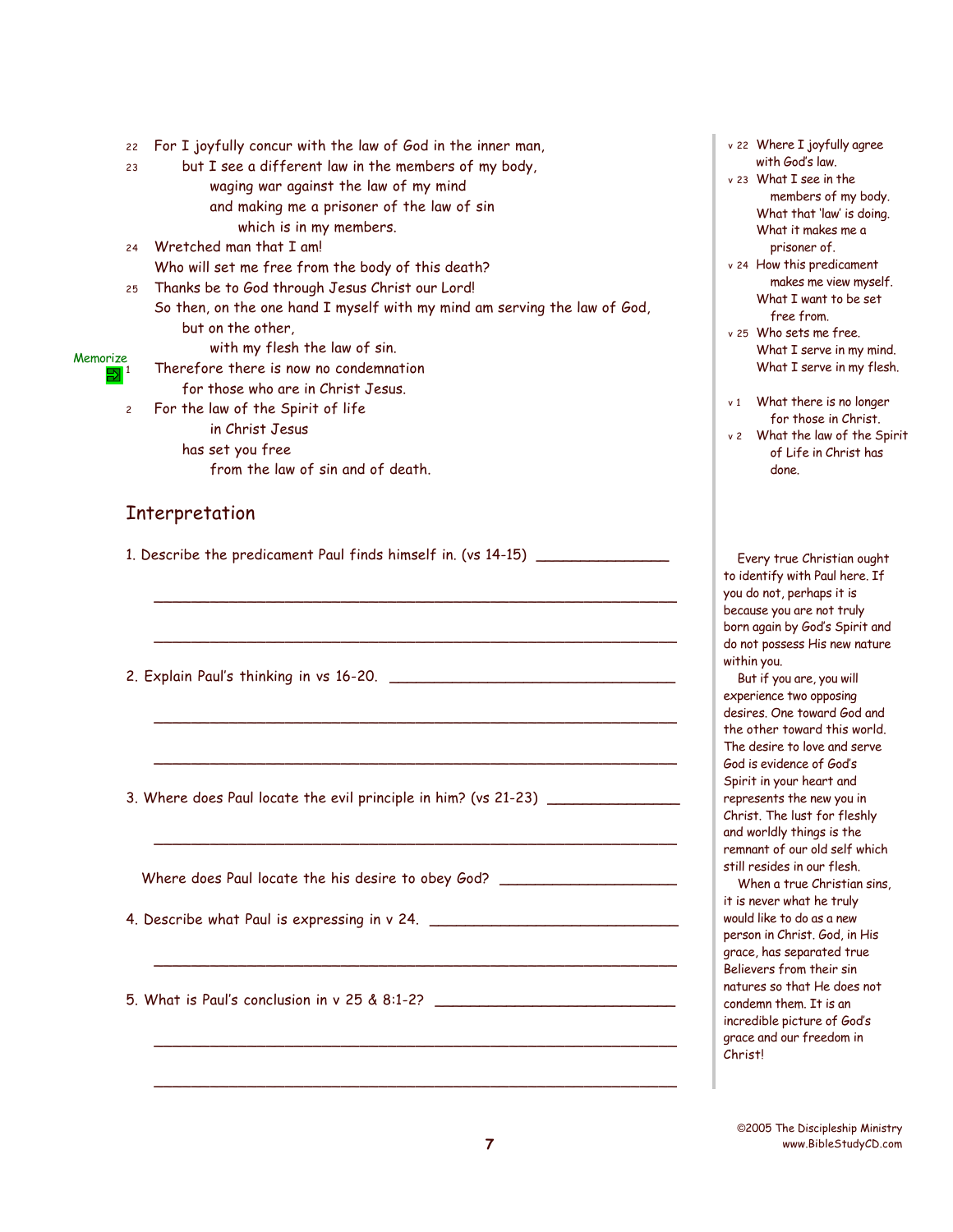22 For I joyfully concur with the law of God in the inner man,
23 but I see a different law in the members of my body,
waging war against the law of my mind
and making me a prisoner of the law of sin
which is in my members.
24 Wretched man that I am!
Who will set me free from the body of this death?
25 Thanks be to God through Jesus Christ our Lord!
So then, on the one hand I myself with my mind am serving the law of God,
but on the other,
with my flesh the law of sin.

Memorize

1 Therefore there is now no condemnation
for those who are in Christ Jesus.
2 For the law of the Spirit of life
in Christ Jesus
has set you free
from the law of sin and of death.

v 22 Where I joyfully agree with God's law.
v 23 What I see in the members of my body. What that 'law' is doing. What it makes me a prisoner of.
v 24 How this predicament makes me view myself. What I want to be set free from.
v 25 Who sets me free. What I serve in my mind. What I serve in my flesh.

v 1 What there is no longer for those in Christ.
v 2 What the law of the Spirit of Life in Christ has done.

## Interpretation

1. Describe the predicament Paul finds himself in. (vs 14-15) ________________

____________________________________________________________

____________________________________________________________

2. Explain Paul's thinking in vs 16-20. ____________________________________

____________________________________________________________

____________________________________________________________

3. Where does Paul locate the evil principle in him? (vs 21-23) ________________

____________________________________________________________

Where does Paul locate the his desire to obey God? ______________________

4. Describe what Paul is expressing in v 24. ________________________________

____________________________________________________________

5. What is Paul's conclusion in v 25 & 8:1-2? ______________________________

____________________________________________________________

____________________________________________________________

Every true Christian ought to identify with Paul here. If you do not, perhaps it is because you are not truly born again by God's Spirit and do not possess His new nature within you.

But if you are, you will experience two opposing desires. One toward God and the other toward this world. The desire to love and serve God is evidence of God's Spirit in your heart and represents the new you in Christ. The lust for fleshly and worldly things is the remnant of our old self which still resides in our flesh.

When a true Christian sins, it is never what he truly would like to do as a new person in Christ. God, in His grace, has separated true Believers from their sin natures so that He does not condemn them. It is an incredible picture of God's grace and our freedom in Christ!

©2005 The Discipleship Ministry
www.BibleStudyCD.com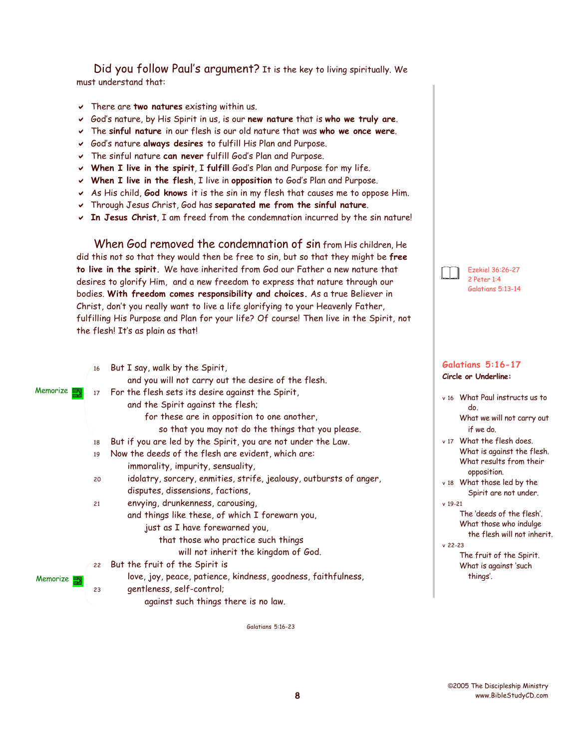Did you follow Paul's argument? It is the key to living spiritually. We must understand that:

- There are **two natures** existing within us.
- God's nature, by His Spirit in us, is our **new nature** that is **who we truly are**.
- The **sinful nature** in our flesh is our old nature that was **who we once were**.
- God's nature **always desires** to fulfill His Plan and Purpose.
- The sinful nature **can never** fulfill God's Plan and Purpose.
- **When I live in the spirit**, I **fulfill** God's Plan and Purpose for my life.
- **When I live in the flesh**, I live in **opposition** to God's Plan and Purpose.
- As His child, **God knows** it is the sin in my flesh that causes me to oppose Him.
- Through Jesus Christ, God has **separated me from the sinful nature**.
- **In Jesus Christ**, I am freed from the condemnation incurred by the sin nature!

When God removed the condemnation of sin from His children, He did this not so that they would then be free to sin, but so that they might be **free to live in the spirit.** We have inherited from God our Father a new nature that desires to glorify Him, and a new freedom to express that nature through our bodies. **With freedom comes responsibility and choices.** As a true Believer in Christ, don't you really want to live a life glorifying to your Heavenly Father, fulfilling His Purpose and Plan for your life? Of course! Then live in the Spirit, not the flesh! It's as plain as that!

Ezekiel 36:26-27
2 Peter 1:4
Galatians 5:13-14

16 But I say, walk by the Spirit,
and you will not carry out the desire of the flesh.
Memorize 17 For the flesh sets its desire against the Spirit,
and the Spirit against the flesh;
for these are in opposition to one another,
so that you may not do the things that you please.
18 But if you are led by the Spirit, you are not under the Law.
19 Now the deeds of the flesh are evident, which are:
immorality, impurity, sensuality,
20 idolatry, sorcery, enmities, strife, jealousy, outbursts of anger,
disputes, dissensions, factions,
21 envying, drunkenness, carousing,
and things like these, of which I forewarn you,
just as I have forewarned you,
that those who practice such things
will not inherit the kingdom of God.
22 But the fruit of the Spirit is
Memorize love, joy, peace, patience, kindness, goodness, faithfulness,
23 gentleness, self-control;
against such things there is no law.

Galatians 5:16-23

**Galatians 5:16-17**
**Circle or Underline:**

v 16 What Paul instructs us to do.
What we will not carry out if we do.

v 17 What the flesh does.
What is against the flesh.
What results from their opposition.

v 18 What those led by the Spirit are not under.

v 19-21
The 'deeds of the flesh'.
What those who indulge the flesh will not inherit.

v 22-23
The fruit of the Spirit.
What is against 'such things'.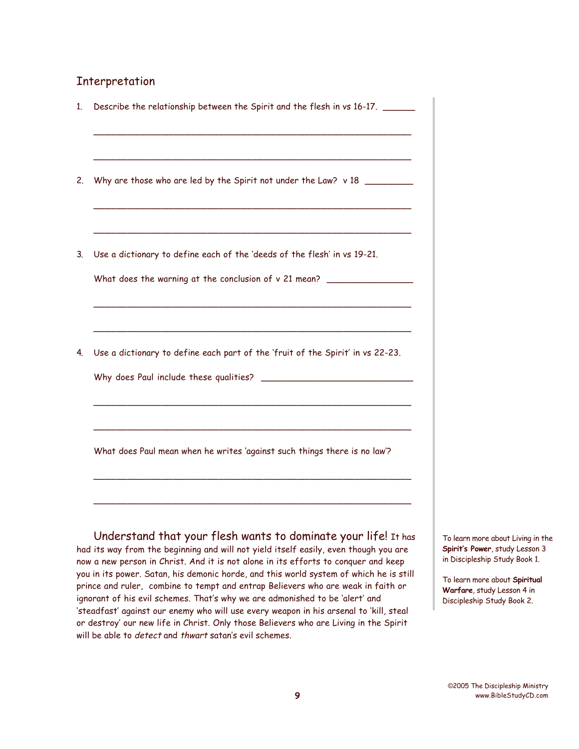## Interpretation

1. Describe the relationship between the Spirit and the flesh in vs 16-17. ______

 ____________________________________________________________

 ____________________________________________________________

2. Why are those who are led by the Spirit not under the Law? v 18 _________

 ____________________________________________________________

 ____________________________________________________________

3. Use a dictionary to define each of the 'deeds of the flesh' in vs 19-21.

 What does the warning at the conclusion of v 21 mean? ________________

 ____________________________________________________________

 ____________________________________________________________

4. Use a dictionary to define each part of the 'fruit of the Spirit' in vs 22-23.

 Why does Paul include these qualities? _____________________________

 ____________________________________________________________

 ____________________________________________________________

 What does Paul mean when he writes 'against such things there is no law'?

 ____________________________________________________________

 ____________________________________________________________

**Understand that your flesh wants to dominate your life!** It has had its way from the beginning and will not yield itself easily, even though you are now a new person in Christ. And it is not alone in its efforts to conquer and keep you in its power. Satan, his demonic horde, and this world system of which he is still prince and ruler, combine to tempt and entrap Believers who are weak in faith or ignorant of his evil schemes. That's why we are admonished to be 'alert' and 'steadfast' against our enemy who will use every weapon in his arsenal to 'kill, steal or destroy' our new life in Christ. Only those Believers who are Living in the Spirit will be able to *detect* and *thwart* satan's evil schemes.

To learn more about Living in the **Spirit's Power**, study Lesson 3 in Discipleship Study Book 1.

To learn more about **Spiritual Warfare**, study Lesson 4 in Discipleship Study Book 2.

©2005 The Discipleship Ministry
www.BibleStudyCD.com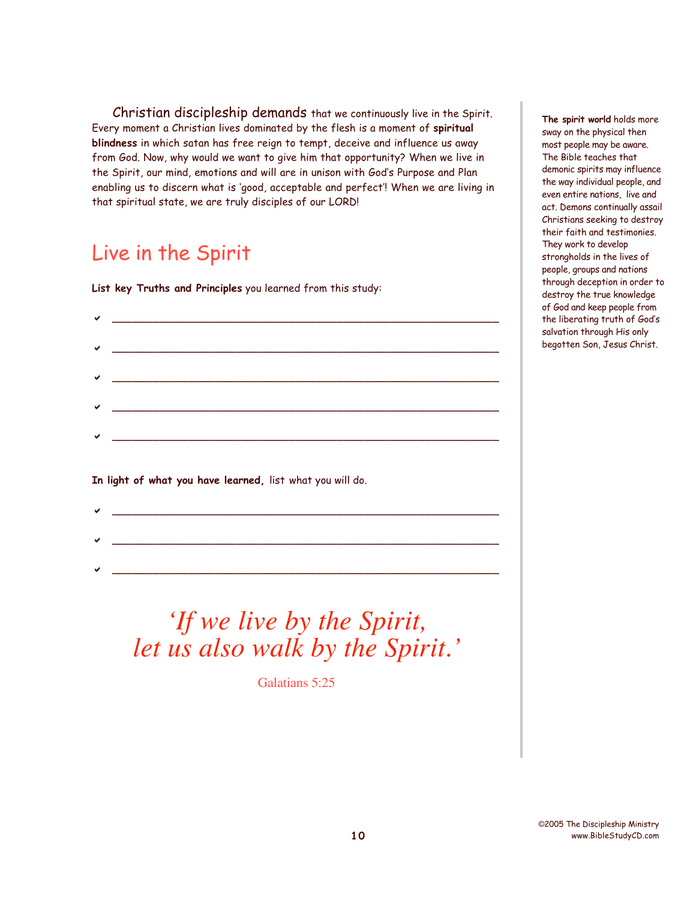Christian discipleship demands that we continuously live in the Spirit. Every moment a Christian lives dominated by the flesh is a moment of **spiritual blindness** in which satan has free reign to tempt, deceive and influence us away from God. Now, why would we want to give him that opportunity? When we live in the Spirit, our mind, emotions and will are in unison with God's Purpose and Plan enabling us to discern what is 'good, acceptable and perfect'! When we are living in that spiritual state, we are truly disciples of our LORD!

## Live in the Spirit

**List key Truths and Principles** you learned from this study:

- ✔ ______________________________________________
- ✔ ______________________________________________
- ✔ ______________________________________________
- ✔ ______________________________________________
- ✔ ______________________________________________

**In light of what you have learned,** list what you will do.

- ✔ ______________________________________________
- ✔ ______________________________________________
- ✔ ______________________________________________

*'If we live by the Spirit,*
*let us also walk by the Spirit.'*

Galatians 5:25

**The spirit world** holds more sway on the physical then most people may be aware. The Bible teaches that demonic spirits may influence the way individual people, and even entire nations, live and act. Demons continually assail Christians seeking to destroy their faith and testimonies. They work to develop strongholds in the lives of people, groups and nations through deception in order to destroy the true knowledge of God and keep people from the liberating truth of God's salvation through His only begotten Son, Jesus Christ.

©2005 The Discipleship Ministry
www.BibleStudyCD.com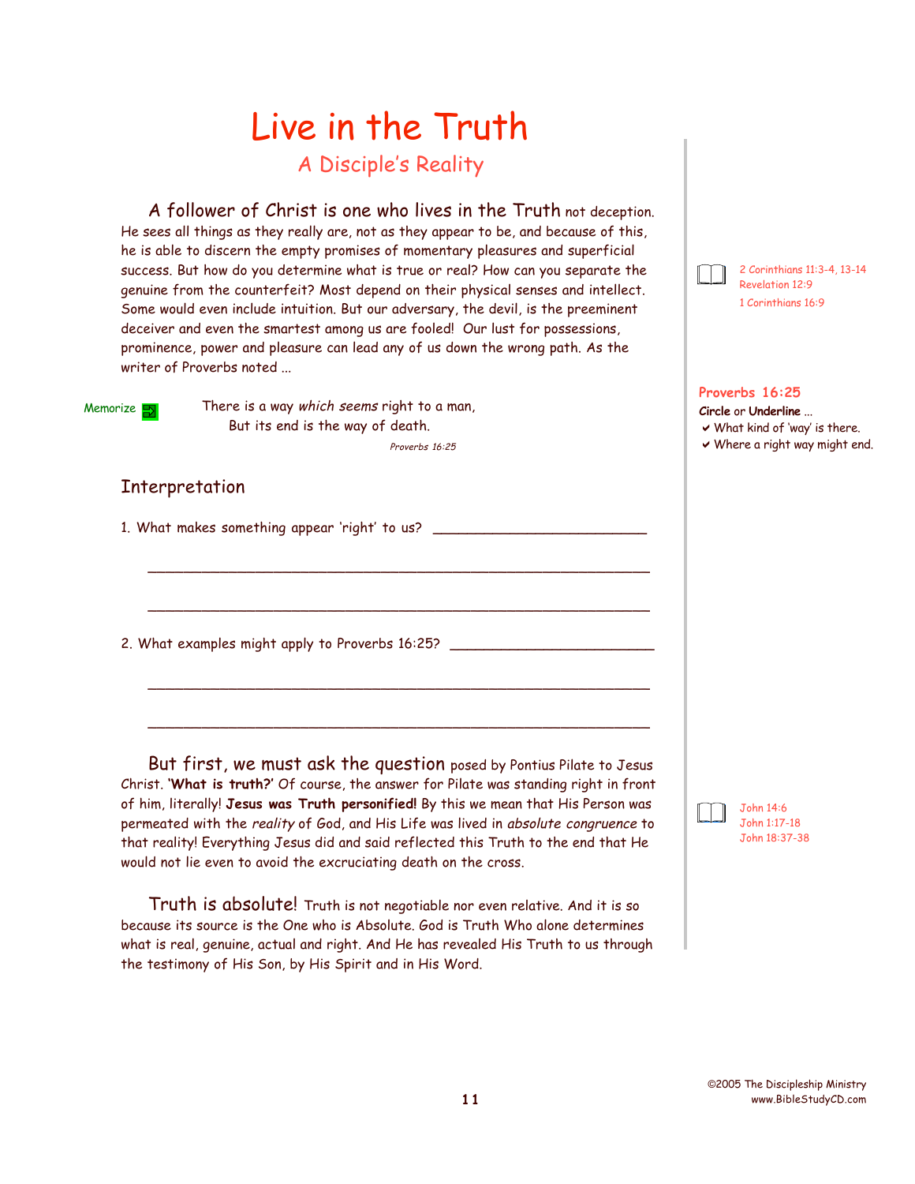# Live in the Truth

## A Disciple's Reality

A follower of Christ is one who lives in the Truth not deception. He sees all things as they really are, not as they appear to be, and because of this, he is able to discern the empty promises of momentary pleasures and superficial success. But how do you determine what is true or real? How can you separate the genuine from the counterfeit? Most depend on their physical senses and intellect. Some would even include intuition. But our adversary, the devil, is the preeminent deceiver and even the smartest among us are fooled! Our lust for possessions, prominence, power and pleasure can lead any of us down the wrong path. As the writer of Proverbs noted ...

2 Corinthians 11:3-4, 13-14
Revelation 12:9
1 Corinthians 16:9

Memorize

> There is a way *which seems* right to a man,
> But its end is the way of death.
>
> *Proverbs 16:25*

**Proverbs 16:25**
**Circle** or **Underline** ...
- ✔ What kind of 'way' is there.
- ✔ Where a right way might end.

### Interpretation

1. What makes something appear 'right' to us? ___________________________

_____________________________________________________________

_____________________________________________________________

2. What examples might apply to Proverbs 16:25? ___________________________

_____________________________________________________________

_____________________________________________________________

But first, we must ask the question posed by Pontius Pilate to Jesus Christ. **'What is truth?'** Of course, the answer for Pilate was standing right in front of him, literally! **Jesus was Truth personified!** By this we mean that His Person was permeated with the *reality* of God, and His Life was lived in *absolute congruence* to that reality! Everything Jesus did and said reflected this Truth to the end that He would not lie even to avoid the excruciating death on the cross.

John 14:6
John 1:17-18
John 18:37-38

Truth is absolute! Truth is not negotiable nor even relative. And it is so because its source is the One who is Absolute. God is Truth Who alone determines what is real, genuine, actual and right. And He has revealed His Truth to us through the testimony of His Son, by His Spirit and in His Word.

©2005 The Discipleship Ministry
www.BibleStudyCD.com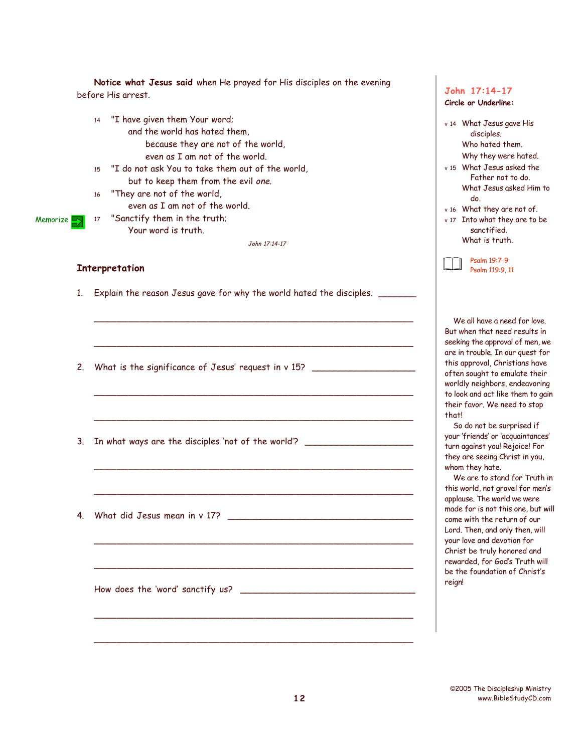**Notice what Jesus said** when He prayed for His disciples on the evening before His arrest.

> 14 "I have given them Your word;
> and the world has hated them,
> because they are not of the world,
> even as I am not of the world.
> 15 "I do not ask You to take them out of the world,
> but to keep them from the evil *one*.
> 16 "They are not of the world,
> even as I am not of the world.
> 17 "Sanctify them in the truth;
> Your word is truth.
>
> *John 17:14-17*

Memorize → v 17

## Interpretation

1. Explain the reason Jesus gave for why the world hated the disciples. ________

___________________________________________________________

___________________________________________________________

2. What is the significance of Jesus' request in v 15? ____________________

___________________________________________________________

___________________________________________________________

3. In what ways are the disciples 'not of the world'? _____________________

___________________________________________________________

___________________________________________________________

4. What did Jesus mean in v 17? ___________________________________

___________________________________________________________

___________________________________________________________

How does the 'word' sanctify us? _______________________________

___________________________________________________________

___________________________________________________________

---

**John 17:14-17**

**Circle or Underline:**

- v 14 What Jesus gave His disciples.
  Who hated them.
  Why they were hated.
- v 15 What Jesus asked the Father not to do.
  What Jesus asked Him to do.
- v 16 What they are not of.
- v 17 Into what they are to be sanctified.
  What is truth.

Psalm 19:7-9
Psalm 119:9, 11

We all have a need for love. But when that need results in seeking the approval of men, we are in trouble. In our quest for this approval, Christians have often sought to emulate their worldly neighbors, endeavoring to look and act like them to gain their favor. We need to stop that!

So do not be surprised if your 'friends' or 'acquaintances' turn against you! Rejoice! For they are seeing Christ in you, whom they hate.

We are to stand for Truth in this world, not grovel for men's applause. The world we were made for is not this one, but will come with the return of our Lord. Then, and only then, will your love and devotion for Christ be truly honored and rewarded, for God's Truth will be the foundation of Christ's reign!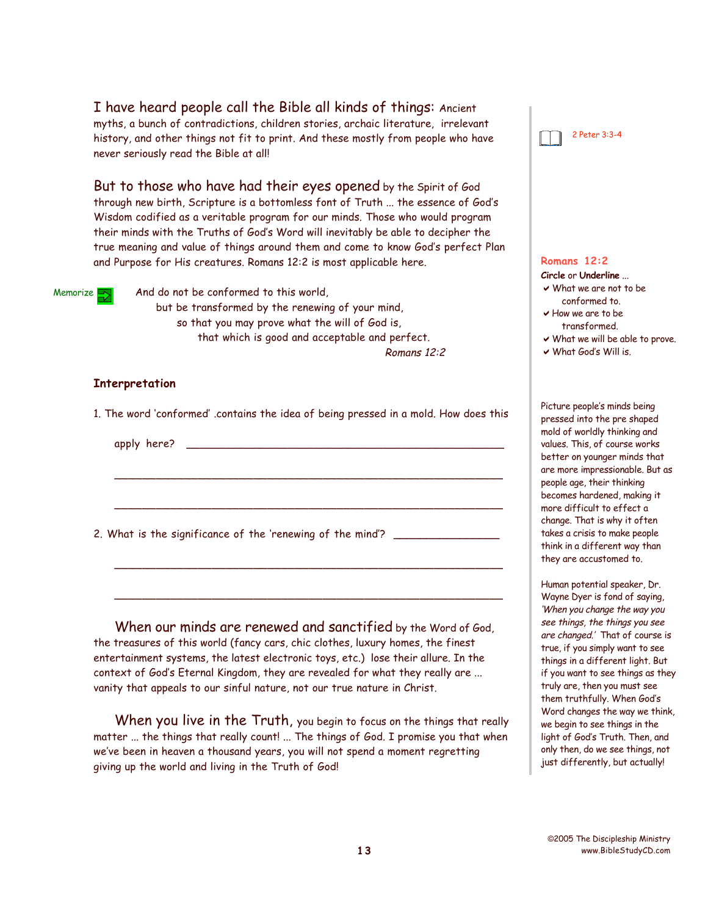I have heard people call the Bible all kinds of things: Ancient myths, a bunch of contradictions, children stories, archaic literature, irrelevant history, and other things not fit to print. And these mostly from people who have never seriously read the Bible at all!

2 Peter 3:3-4

But to those who have had their eyes opened by the Spirit of God through new birth, Scripture is a bottomless font of Truth ... the essence of God's Wisdom codified as a veritable program for our minds. Those who would program their minds with the Truths of God's Word will inevitably be able to decipher the true meaning and value of things around them and come to know God's perfect Plan and Purpose for His creatures. Romans 12:2 is most applicable here.

Memorize

> And do not be conformed to this world,
> but be transformed by the renewing of your mind,
> so that you may prove what the will of God is,
> that which is good and acceptable and perfect.
> *Romans 12:2*

**Romans 12:2**

**Circle** or **Underline** ...

- What we are not to be conformed to.
- How we are to be transformed.
- What we will be able to prove.
- What God's Will is.

**Interpretation**

1. The word 'conformed' .contains the idea of being pressed in a mold. How does this apply here? ____________________________________________

______________________________________________________

______________________________________________________

2. What is the significance of the 'renewing of the mind'? _______________

______________________________________________________

______________________________________________________

Picture people's minds being pressed into the pre shaped mold of worldly thinking and values. This, of course works better on younger minds that are more impressionable. But as people age, their thinking becomes hardened, making it more difficult to effect a change. That is why it often takes a crisis to make people think in a different way than they are accustomed to.

Human potential speaker, Dr. Wayne Dyer is fond of saying, *'When you change the way you see things, the things you see are changed.'* That of course is true, if you simply want to see things in a different light. But if you want to see things as they truly are, then you must see them truthfully. When God's Word changes the way we think, we begin to see things in the light of God's Truth. Then, and only then, do we see things, not just differently, but actually!

When our minds are renewed and sanctified by the Word of God, the treasures of this world (fancy cars, chic clothes, luxury homes, the finest entertainment systems, the latest electronic toys, etc.) lose their allure. In the context of God's Eternal Kingdom, they are revealed for what they really are ... vanity that appeals to our sinful nature, not our true nature in Christ.

When you live in the Truth, you begin to focus on the things that really matter ... the things that really count! ... The things of God. I promise you that when we've been in heaven a thousand years, you will not spend a moment regretting giving up the world and living in the Truth of God!

©2005 The Discipleship Ministry
www.BibleStudyCD.com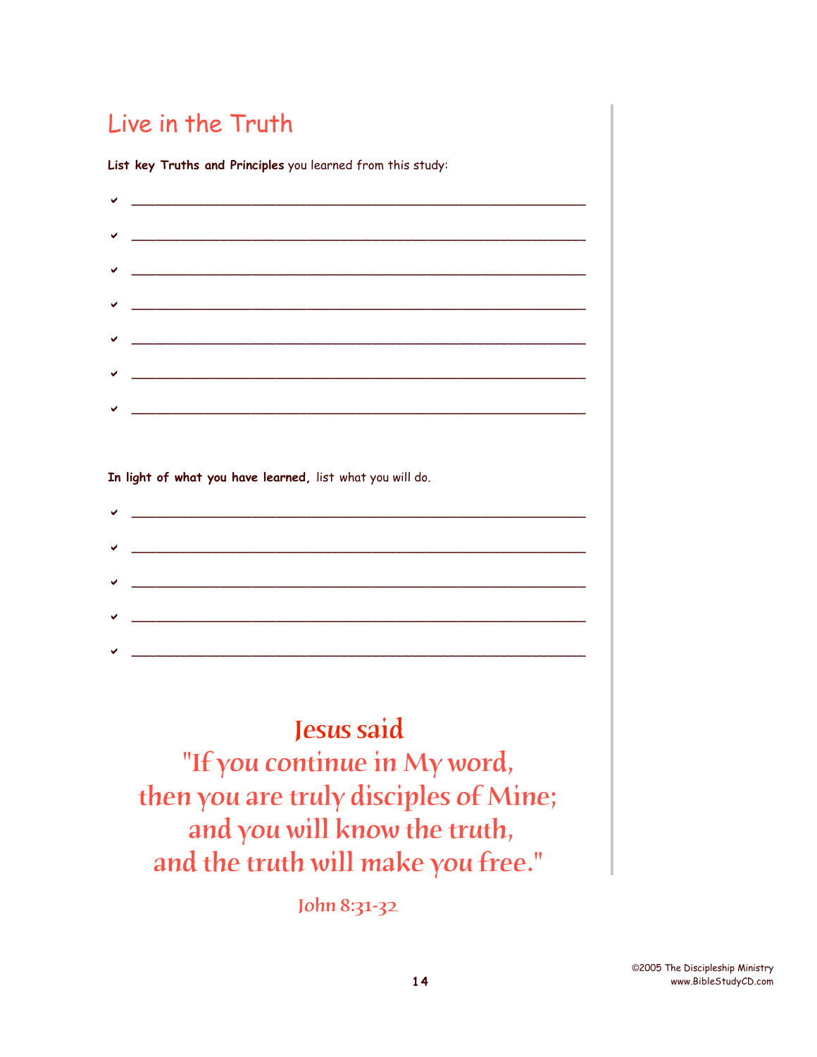# Live in the Truth

**List key Truths and Principles** you learned from this study:

- ✔ ____________________________________________________________
- ✔ ____________________________________________________________
- ✔ ____________________________________________________________
- ✔ ____________________________________________________________
- ✔ ____________________________________________________________
- ✔ ____________________________________________________________
- ✔ ____________________________________________________________

**In light of what you have learned,** list what you will do.

- ✔ ____________________________________________________________
- ✔ ____________________________________________________________
- ✔ ____________________________________________________________
- ✔ ____________________________________________________________
- ✔ ____________________________________________________________

**Jesus said**

"If you continue in My word,
then you are truly disciples of Mine;
and you will know the truth,
and the truth will make you free."

John 8:31-32

©2005 The Discipleship Ministry
www.BibleStudyCD.com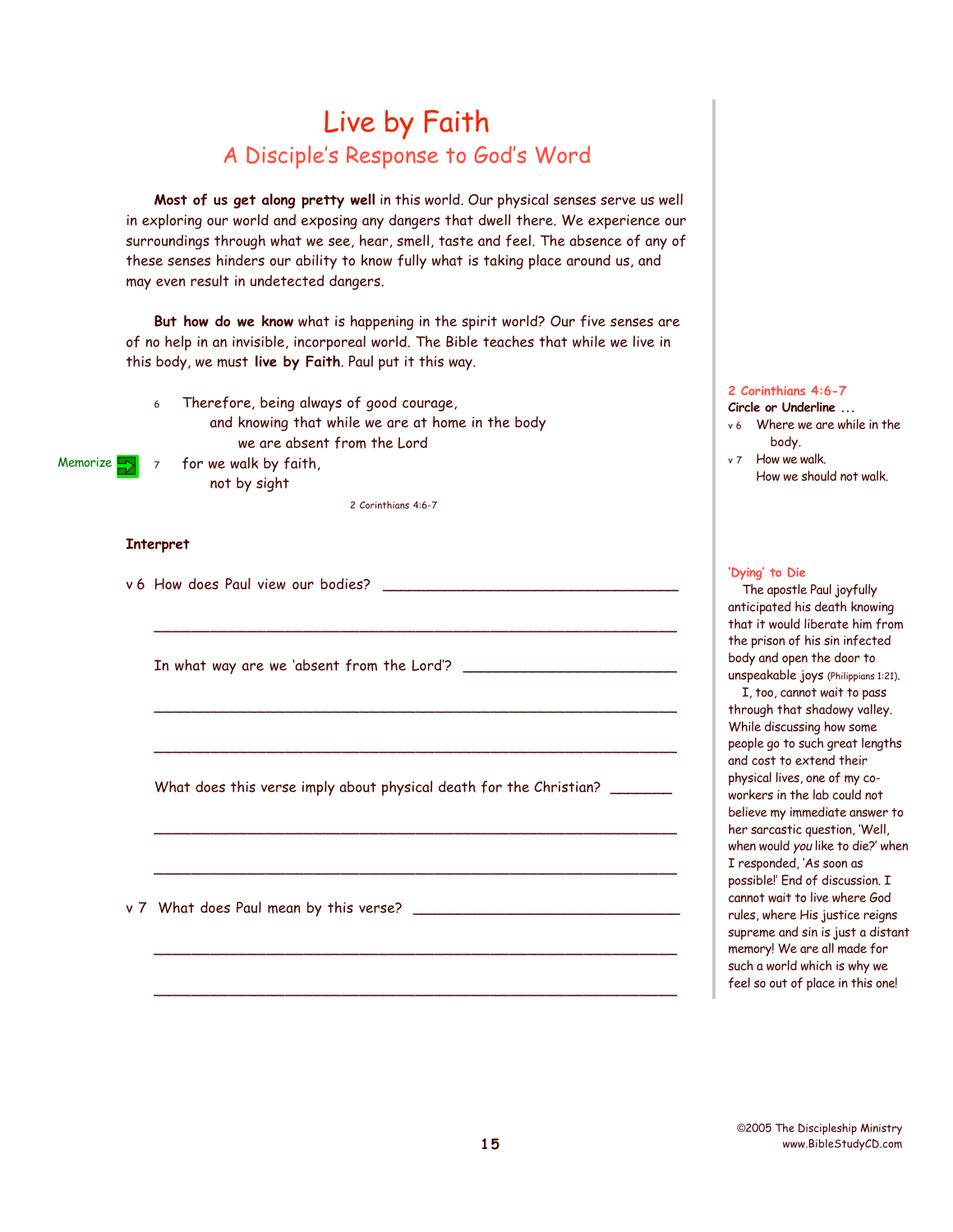# Live by Faith

## A Disciple's Response to God's Word

**Most of us get along pretty well** in this world. Our physical senses serve us well in exploring our world and exposing any dangers that dwell there. We experience our surroundings through what we see, hear, smell, taste and feel. The absence of any of these senses hinders our ability to know fully what is taking place around us, and may even result in undetected dangers.

**But how do we know** what is happening in the spirit world? Our five senses are of no help in an invisible, incorporeal world. The Bible teaches that while we live in this body, we must **live by Faith**. Paul put it this way.

> 6 Therefore, being always of good courage,
> and knowing that while we are at home in the body
> we are absent from the Lord
>
> Memorize 7 for we walk by faith,
> not by sight
>
> 2 Corinthians 4:6-7

**2 Corinthians 4:6-7**

**Circle or Underline …**

- v 6 Where we are while in the body.
- v 7 How we walk.
  How we should not walk.

### Interpret

v 6 How does Paul view our bodies? ____________________________________

____________________________________________________________

In what way are we 'absent from the Lord'? __________________________

____________________________________________________________

____________________________________________________________

What does this verse imply about physical death for the Christian? ________

____________________________________________________________

____________________________________________________________

v 7 What does Paul mean by this verse? ________________________________

____________________________________________________________

____________________________________________________________

**'Dying' to Die**

The apostle Paul joyfully anticipated his death knowing that it would liberate him from the prison of his sin infected body and open the door to unspeakable joys (Philippians 1:21).

I, too, cannot wait to pass through that shadowy valley. While discussing how some people go to such great lengths and cost to extend their physical lives, one of my co-workers in the lab could not believe my immediate answer to her sarcastic question, 'Well, when would *you* like to die?' when I responded, 'As soon as possible!' End of discussion. I cannot wait to live where God rules, where His justice reigns supreme and sin is just a distant memory! We are all made for such a world which is why we feel so out of place in this one!

©2005 The Discipleship Ministry
www.BibleStudyCD.com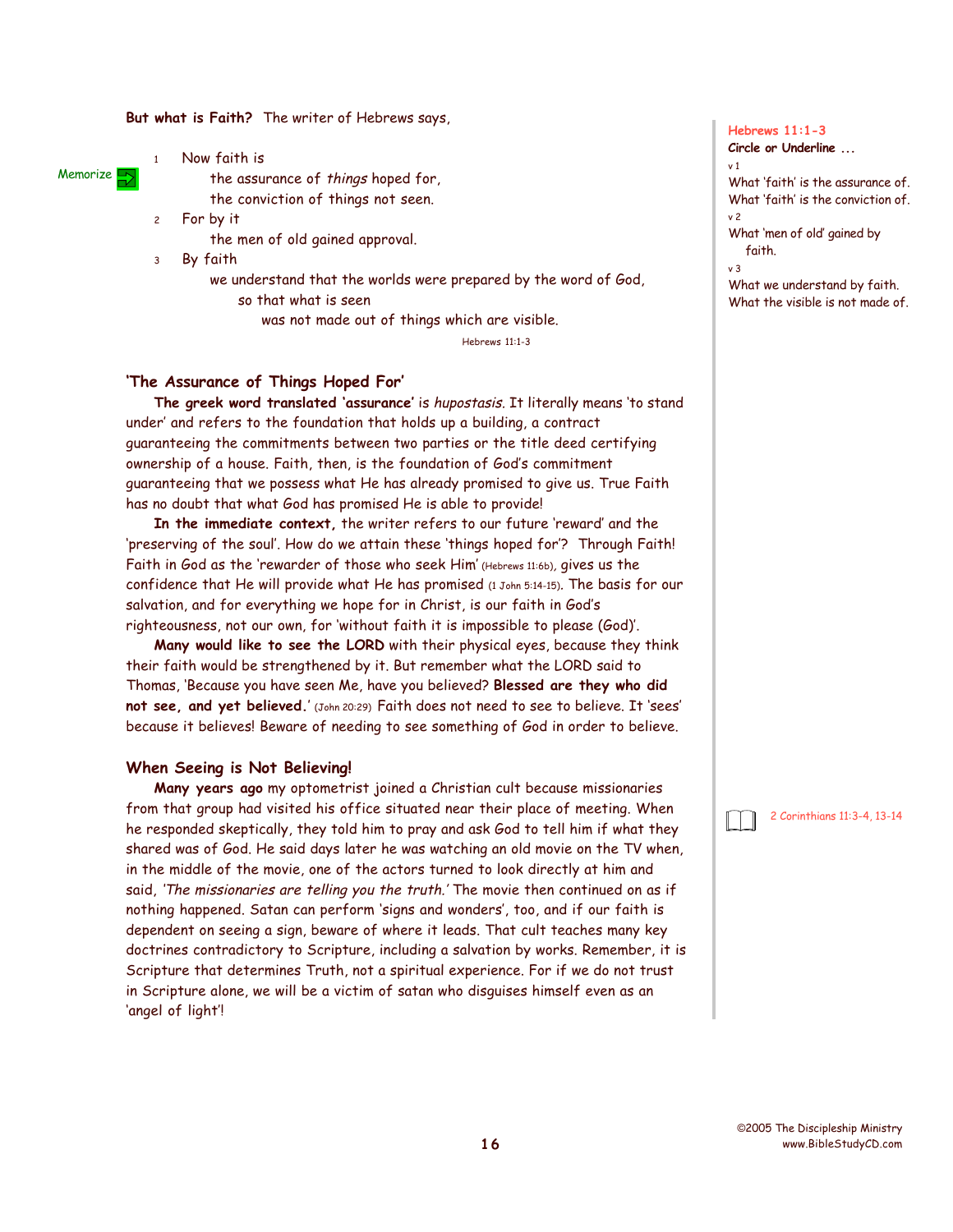**But what is Faith?** The writer of Hebrews says,

Memorize

1 Now faith is
 the assurance of *things* hoped for,
 the conviction of things not seen.
2 For by it
 the men of old gained approval.
3 By faith
 we understand that the worlds were prepared by the word of God,
 so that what is seen
 was not made out of things which are visible.

Hebrews 11:1-3

**Hebrews 11:1-3**
**Circle or Underline ...**
v 1
What 'faith' is the assurance of.
What 'faith' is the conviction of.
v 2
What 'men of old' gained by faith.
v 3
What we understand by faith.
What the visible is not made of.

### 'The Assurance of Things Hoped For'

**The greek word translated 'assurance'** is *hupostasis*. It literally means 'to stand under' and refers to the foundation that holds up a building, a contract guaranteeing the commitments between two parties or the title deed certifying ownership of a house. Faith, then, is the foundation of God's commitment guaranteeing that we possess what He has already promised to give us. True Faith has no doubt that what God has promised He is able to provide!

**In the immediate context,** the writer refers to our future 'reward' and the 'preserving of the soul'. How do we attain these 'things hoped for'? Through Faith! Faith in God as the 'rewarder of those who seek Him' (Hebrews 11:6b), gives us the confidence that He will provide what He has promised (1 John 5:14-15). The basis for our salvation, and for everything we hope for in Christ, is our faith in God's righteousness, not our own, for 'without faith it is impossible to please (God)'.

**Many would like to see the LORD** with their physical eyes, because they think their faith would be strengthened by it. But remember what the LORD said to Thomas, 'Because you have seen Me, have you believed? **Blessed are they who did not see, and yet believed.**' (John 20:29) Faith does not need to see to believe. It 'sees' because it believes! Beware of needing to see something of God in order to believe.

### When Seeing is Not Believing!

**Many years ago** my optometrist joined a Christian cult because missionaries from that group had visited his office situated near their place of meeting. When he responded skeptically, they told him to pray and ask God to tell him if what they shared was of God. He said days later he was watching an old movie on the TV when, in the middle of the movie, one of the actors turned to look directly at him and said, *'The missionaries are telling you the truth.'* The movie then continued on as if nothing happened. Satan can perform 'signs and wonders', too, and if our faith is dependent on seeing a sign, beware of where it leads. That cult teaches many key doctrines contradictory to Scripture, including a salvation by works. Remember, it is Scripture that determines Truth, not a spiritual experience. For if we do not trust in Scripture alone, we will be a victim of satan who disguises himself even as an 'angel of light'!

2 Corinthians 11:3-4, 13-14

©2005 The Discipleship Ministry
www.BibleStudyCD.com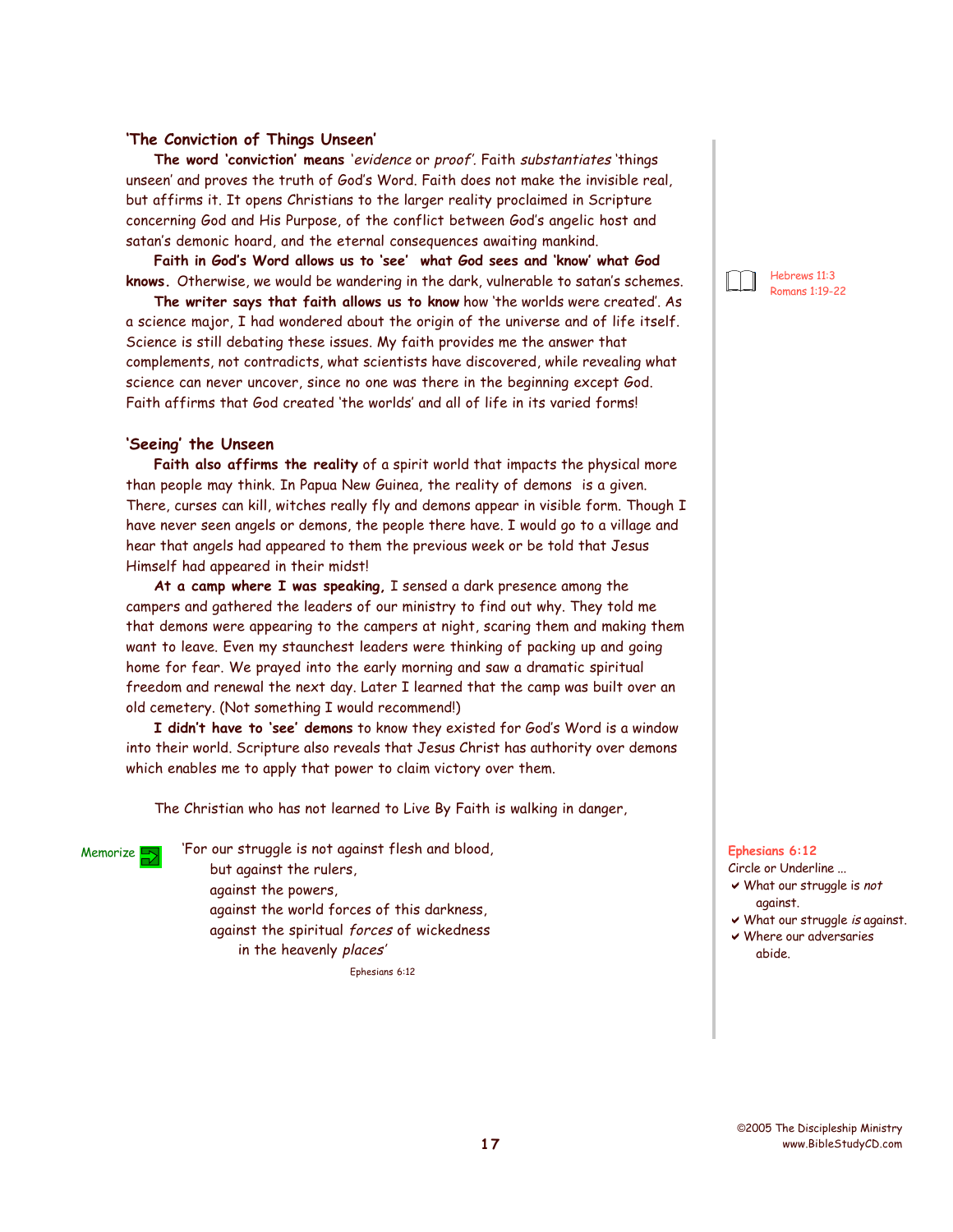## 'The Conviction of Things Unseen'

**The word 'conviction' means** '*evidence* or *proof*'. Faith *substantiates* 'things unseen' and proves the truth of God's Word. Faith does not make the invisible real, but affirms it. It opens Christians to the larger reality proclaimed in Scripture concerning God and His Purpose, of the conflict between God's angelic host and satan's demonic hoard, and the eternal consequences awaiting mankind.

**Faith in God's Word allows us to 'see' what God sees and 'know' what God knows.** Otherwise, we would be wandering in the dark, vulnerable to satan's schemes.

Hebrews 11:3
Romans 1:19-22

**The writer says that faith allows us to know** how 'the worlds were created'. As a science major, I had wondered about the origin of the universe and of life itself. Science is still debating these issues. My faith provides me the answer that complements, not contradicts, what scientists have discovered, while revealing what science can never uncover, since no one was there in the beginning except God. Faith affirms that God created 'the worlds' and all of life in its varied forms!

## 'Seeing' the Unseen

**Faith also affirms the reality** of a spirit world that impacts the physical more than people may think. In Papua New Guinea, the reality of demons is a given. There, curses can kill, witches really fly and demons appear in visible form. Though I have never seen angels or demons, the people there have. I would go to a village and hear that angels had appeared to them the previous week or be told that Jesus Himself had appeared in their midst!

**At a camp where I was speaking,** I sensed a dark presence among the campers and gathered the leaders of our ministry to find out why. They told me that demons were appearing to the campers at night, scaring them and making them want to leave. Even my staunchest leaders were thinking of packing up and going home for fear. We prayed into the early morning and saw a dramatic spiritual freedom and renewal the next day. Later I learned that the camp was built over an old cemetery. (Not something I would recommend!)

**I didn't have to 'see' demons** to know they existed for God's Word is a window into their world. Scripture also reveals that Jesus Christ has authority over demons which enables me to apply that power to claim victory over them.

The Christian who has not learned to Live By Faith is walking in danger,

Memorize

'For our struggle is not against flesh and blood,
 but against the rulers,
 against the powers,
 against the world forces of this darkness,
 against the spiritual *forces* of wickedness
  in the heavenly *places*'

Ephesians 6:12

**Ephesians 6:12**
Circle or Underline ...
- ✔ What our struggle is *not* against.
- ✔ What our struggle *is* against.
- ✔ Where our adversaries abide.

©2005 The Discipleship Ministry
www.BibleStudyCD.com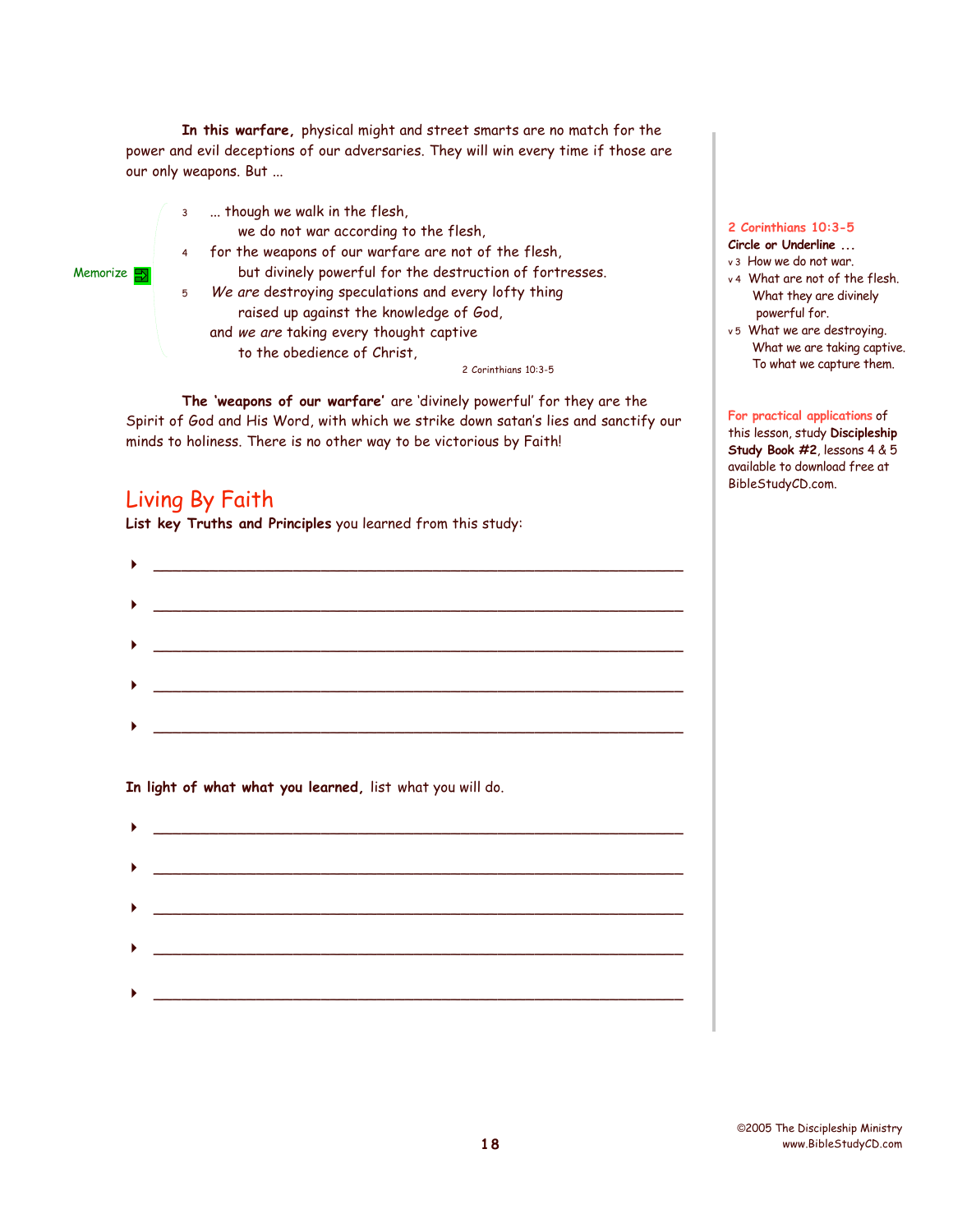**In this warfare,** physical might and street smarts are no match for the power and evil deceptions of our adversaries. They will win every time if those are our only weapons. But ...

Memorize

3 ... though we walk in the flesh,
we do not war according to the flesh,
4 for the weapons of our warfare are not of the flesh,
but divinely powerful for the destruction of fortresses.
5 *We are* destroying speculations and every lofty thing
raised up against the knowledge of God,
and *we are* taking every thought captive
to the obedience of Christ,

2 Corinthians 10:3-5

**2 Corinthians 10:3-5**
**Circle or Underline ...**
v 3 How we do not war.
v 4 What are not of the flesh.
What they are divinely powerful for.
v 5 What we are destroying.
What we are taking captive.
To what we capture them.

**The 'weapons of our warfare'** are 'divinely powerful' for they are the Spirit of God and His Word, with which we strike down satan's lies and sanctify our minds to holiness. There is no other way to be victorious by Faith!

For practical applications of this lesson, study **Discipleship Study Book #2**, lessons 4 & 5 available to download free at BibleStudyCD.com.

## Living By Faith

**List key Truths and Principles** you learned from this study:

- ____________________________________________
- ____________________________________________
- ____________________________________________
- ____________________________________________
- ____________________________________________

**In light of what what you learned,** list what you will do.

- ____________________________________________
- ____________________________________________
- ____________________________________________
- ____________________________________________
- ____________________________________________

©2005 The Discipleship Ministry
www.BibleStudyCD.com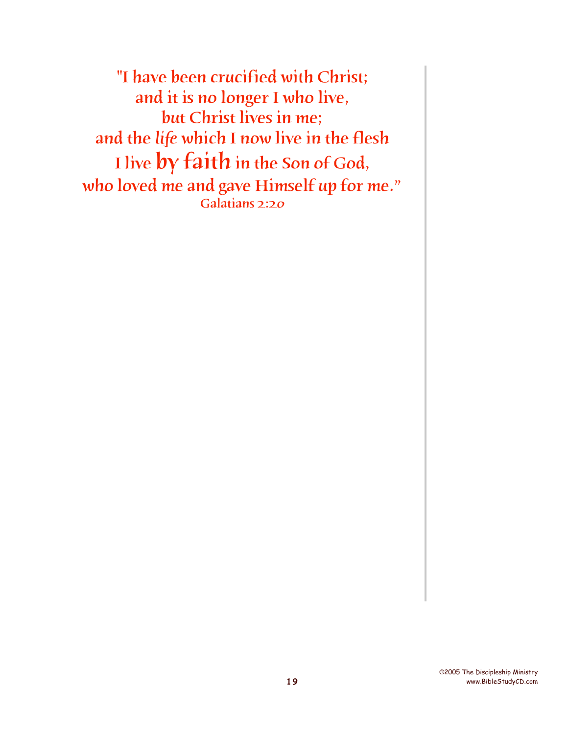"I have been crucified with Christ;
and it is no longer I who live,
but Christ lives in me;
and the *life* which I now live in the flesh
I live **by faith** in the Son of God,
who loved me and gave Himself up for me."

Galatians 2:20

©2005 The Discipleship Ministry
www.BibleStudyCD.com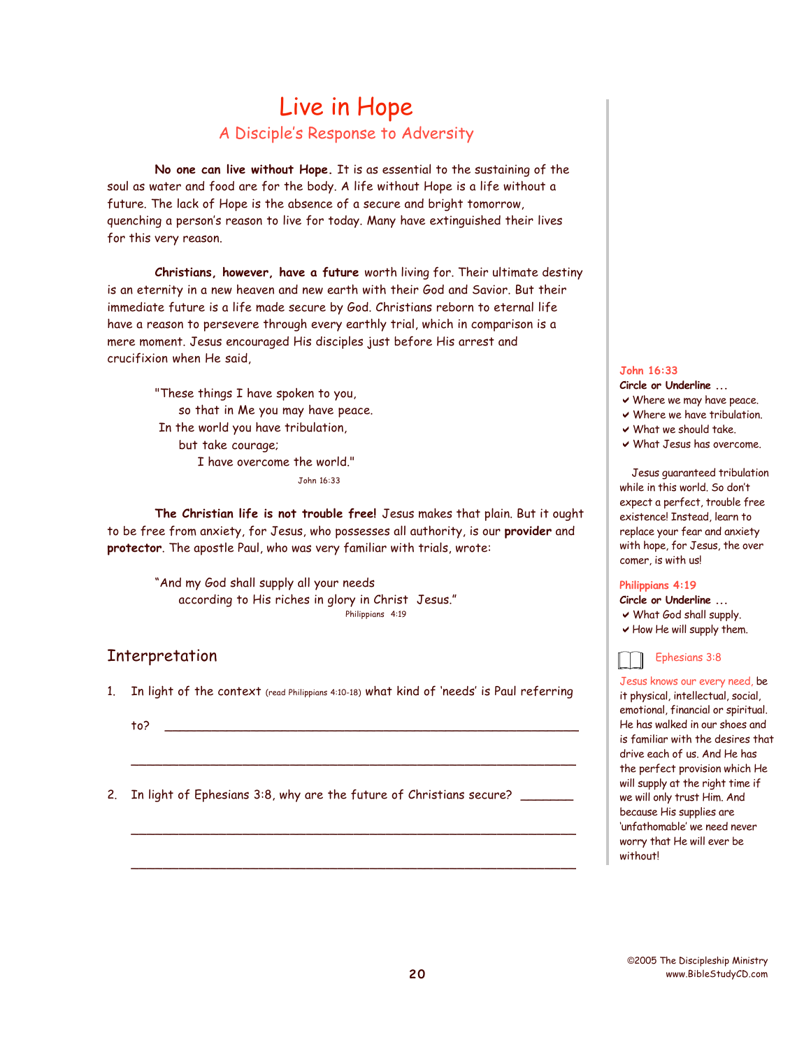# Live in Hope

## A Disciple's Response to Adversity

**No one can live without Hope.** It is as essential to the sustaining of the soul as water and food are for the body. A life without Hope is a life without a future. The lack of Hope is the absence of a secure and bright tomorrow, quenching a person's reason to live for today. Many have extinguished their lives for this very reason.

**Christians, however, have a future** worth living for. Their ultimate destiny is an eternity in a new heaven and new earth with their God and Savior. But their immediate future is a life made secure by God. Christians reborn to eternal life have a reason to persevere through every earthly trial, which in comparison is a mere moment. Jesus encouraged His disciples just before His arrest and crucifixion when He said,

> "These things I have spoken to you,
> so that in Me you may have peace.
> In the world you have tribulation,
> but take courage;
> I have overcome the world."
>
> John 16:33

**The Christian life is not trouble free!** Jesus makes that plain. But it ought to be free from anxiety, for Jesus, who possesses all authority, is our **provider** and **protector**. The apostle Paul, who was very familiar with trials, wrote:

> "And my God shall supply all your needs
> according to His riches in glory in Christ Jesus."
>
> Philippians 4:19

**John 16:33**
**Circle or Underline ...**
- ✔ Where we may have peace.
- ✔ Where we have tribulation.
- ✔ What we should take.
- ✔ What Jesus has overcome.

Jesus guaranteed tribulation while in this world. So don't expect a perfect, trouble free existence! Instead, learn to replace your fear and anxiety with hope, for Jesus, the over comer, is with us!

**Philippians 4:19**
**Circle or Underline ...**
- ✔ What God shall supply.
- ✔ How He will supply them.

Ephesians 3:8

Jesus knows our every need, be it physical, intellectual, social, emotional, financial or spiritual. He has walked in our shoes and is familiar with the desires that drive each of us. And He has the perfect provision which He will supply at the right time if we will only trust Him. And because His supplies are 'unfathomable' we need never worry that He will ever be without!

## Interpretation

1. In light of the context (read Philippians 4:10-18) what kind of 'needs' is Paul referring to? ______________________________________________

   ______________________________________________

2. In light of Ephesians 3:8, why are the future of Christians secure? _______

   ______________________________________________

   ______________________________________________

©2005 The Discipleship Ministry
www.BibleStudyCD.com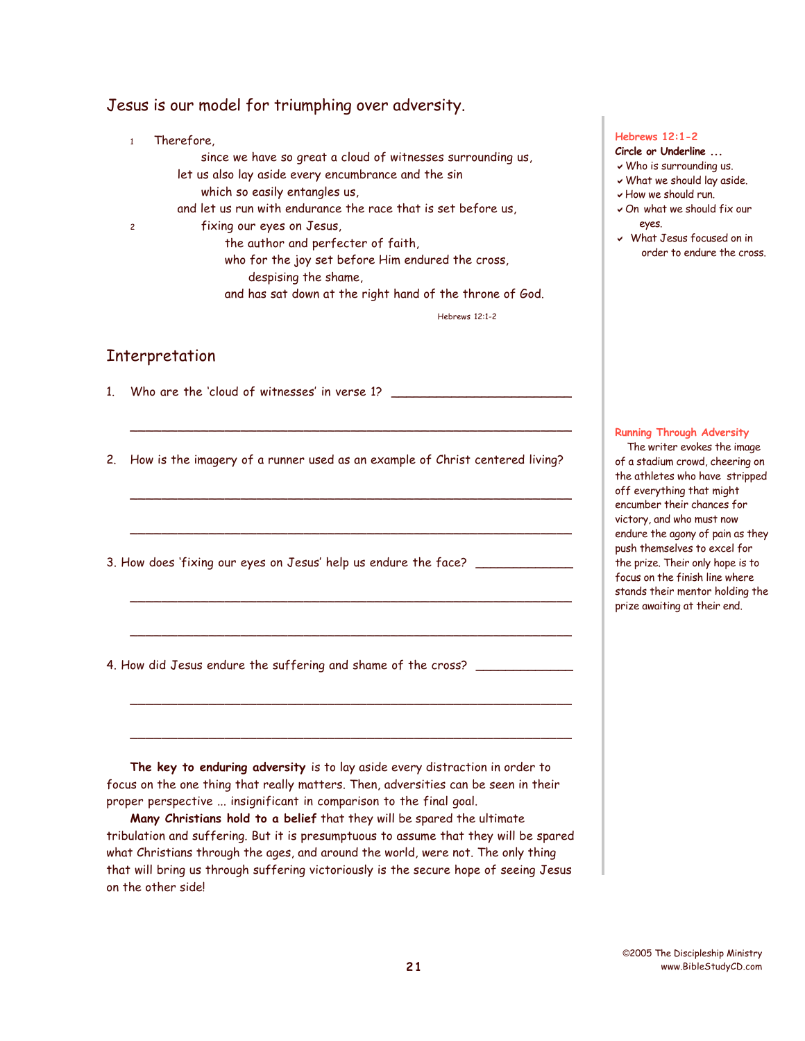## Jesus is our model for triumphing over adversity.

1 Therefore,
since we have so great a cloud of witnesses surrounding us,
let us also lay aside every encumbrance and the sin
which so easily entangles us,
and let us run with endurance the race that is set before us,
2 fixing our eyes on Jesus,
the author and perfecter of faith,
who for the joy set before Him endured the cross,
despising the shame,
and has sat down at the right hand of the throne of God.

Hebrews 12:1-2

**Hebrews 12:1-2**

**Circle or Underline ...**

- ✔ Who is surrounding us.
- ✔ What we should lay aside.
- ✔ How we should run.
- ✔ On what we should fix our eyes.
- ✔ What Jesus focused on in order to endure the cross.

## Interpretation

1. Who are the 'cloud of witnesses' in verse 1? ____________________________

_______________________________________________________________

2. How is the imagery of a runner used as an example of Christ centered living?

_______________________________________________________________

_______________________________________________________________

3. How does 'fixing our eyes on Jesus' help us endure the face? ______________

_______________________________________________________________

_______________________________________________________________

4. How did Jesus endure the suffering and shame of the cross? ______________

_______________________________________________________________

_______________________________________________________________

**Running Through Adversity**

The writer evokes the image of a stadium crowd, cheering on the athletes who have stripped off everything that might encumber their chances for victory, and who must now endure the agony of pain as they push themselves to excel for the prize. Their only hope is to focus on the finish line where stands their mentor holding the prize awaiting at their end.

**The key to enduring adversity** is to lay aside every distraction in order to focus on the one thing that really matters. Then, adversities can be seen in their proper perspective ... insignificant in comparison to the final goal.

**Many Christians hold to a belief** that they will be spared the ultimate tribulation and suffering. But it is presumptuous to assume that they will be spared what Christians through the ages, and around the world, were not. The only thing that will bring us through suffering victoriously is the secure hope of seeing Jesus on the other side!

©2005 The Discipleship Ministry
www.BibleStudyCD.com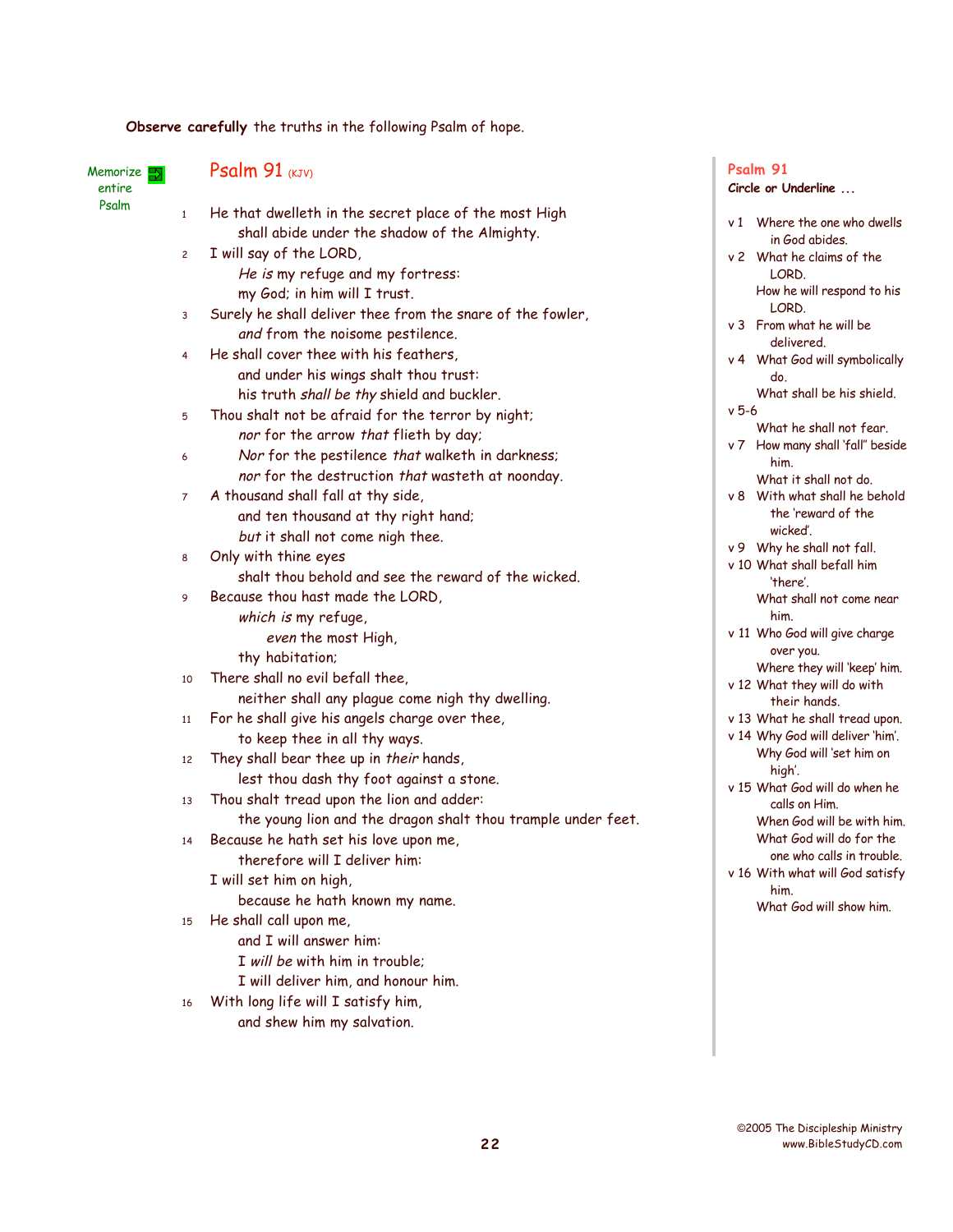**Observe carefully** the truths in the following Psalm of hope.

Memorize entire Psalm

## Psalm 91 (KJV)

1 He that dwelleth in the secret place of the most High
 shall abide under the shadow of the Almighty.

2 I will say of the LORD,
 *He is* my refuge and my fortress:
 my God; in him will I trust.

3 Surely he shall deliver thee from the snare of the fowler,
 *and* from the noisome pestilence.

4 He shall cover thee with his feathers,
 and under his wings shalt thou trust:
 his truth *shall be thy* shield and buckler.

5 Thou shalt not be afraid for the terror by night;
 *nor* for the arrow *that* flieth by day;

6 *Nor* for the pestilence *that* walketh in darkness;
 *nor* for the destruction *that* wasteth at noonday.

7 A thousand shall fall at thy side,
 and ten thousand at thy right hand;
 *but* it shall not come nigh thee.

8 Only with thine eyes
 shalt thou behold and see the reward of the wicked.

9 Because thou hast made the LORD,
 *which is* my refuge,
 *even* the most High,
 thy habitation;

10 There shall no evil befall thee,
 neither shall any plague come nigh thy dwelling.

11 For he shall give his angels charge over thee,
 to keep thee in all thy ways.

12 They shall bear thee up in *their* hands,
 lest thou dash thy foot against a stone.

13 Thou shalt tread upon the lion and adder:
 the young lion and the dragon shalt thou trample under feet.

14 Because he hath set his love upon me,
 therefore will I deliver him:
 I will set him on high,
 because he hath known my name.

15 He shall call upon me,
 and I will answer him:
 I *will be* with him in trouble;
 I will deliver him, and honour him.

16 With long life will I satisfy him,
 and shew him my salvation.

## Psalm 91

**Circle or Underline ...**

- v 1 Where the one who dwells in God abides.
- v 2 What he claims of the LORD.
 How he will respond to his LORD.
- v 3 From what he will be delivered.
- v 4 What God will symbolically do.
 What shall be his shield.
- v 5-6 What he shall not fear.
- v 7 How many shall 'fall" beside him.
 What it shall not do.
- v 8 With what shall he behold the 'reward of the wicked'.
- v 9 Why he shall not fall.
- v 10 What shall befall him 'there'.
 What shall not come near him.
- v 11 Who God will give charge over you.
 Where they will 'keep' him.
- v 12 What they will do with their hands.
- v 13 What he shall tread upon.
- v 14 Why God will deliver 'him'.
 Why God will 'set him on high'.
- v 15 What God will do when he calls on Him.
 When God will be with him.
 What God will do for the one who calls in trouble.
- v 16 With what will God satisfy him.
 What God will show him.

©2005 The Discipleship Ministry
www.BibleStudyCD.com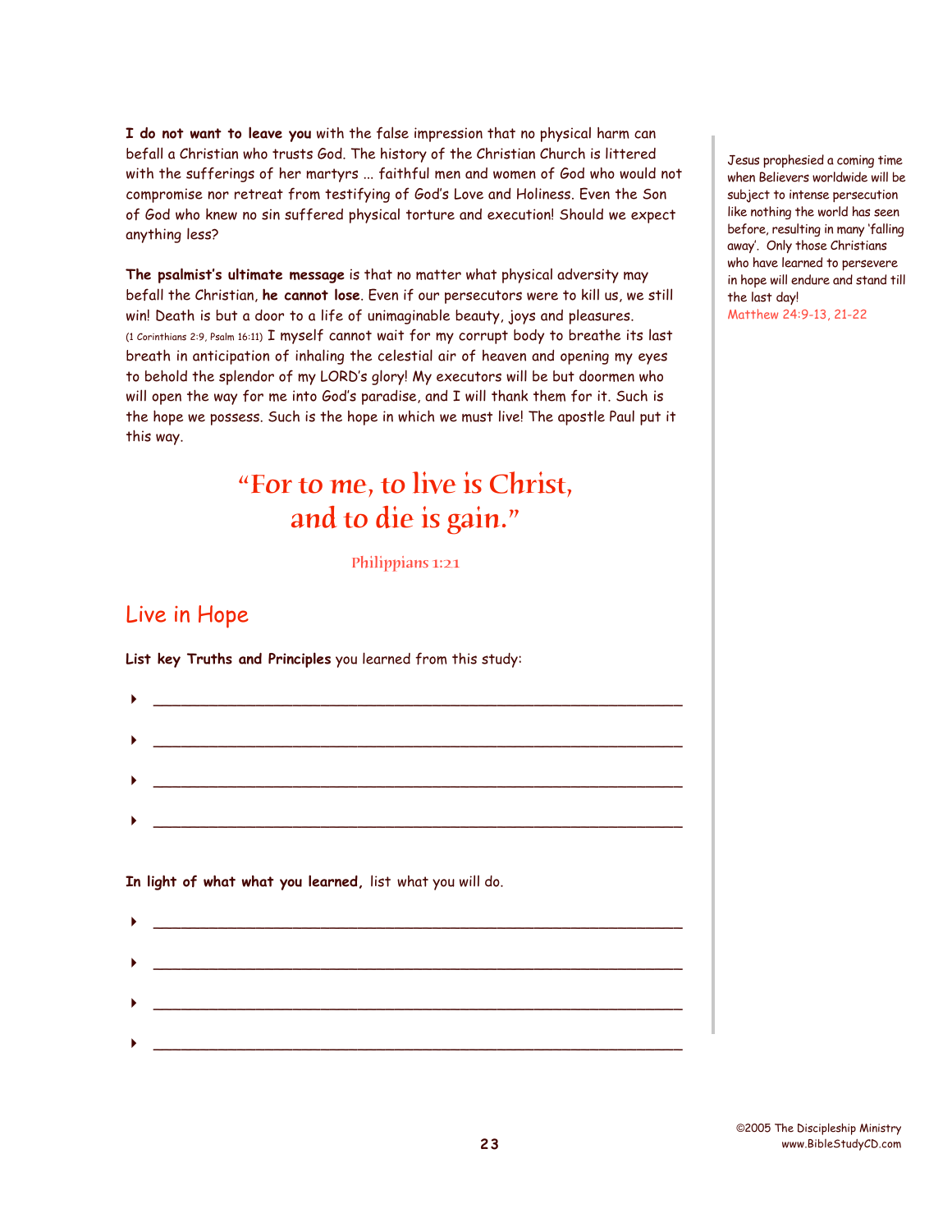**I do not want to leave you** with the false impression that no physical harm can befall a Christian who trusts God. The history of the Christian Church is littered with the sufferings of her martyrs ... faithful men and women of God who would not compromise nor retreat from testifying of God's Love and Holiness. Even the Son of God who knew no sin suffered physical torture and execution! Should we expect anything less?

**The psalmist's ultimate message** is that no matter what physical adversity may befall the Christian, **he cannot lose**. Even if our persecutors were to kill us, we still win! Death is but a door to a life of unimaginable beauty, joys and pleasures. (1 Corinthians 2:9, Psalm 16:11) I myself cannot wait for my corrupt body to breathe its last breath in anticipation of inhaling the celestial air of heaven and opening my eyes to behold the splendor of my LORD's glory! My executors will be but doormen who will open the way for me into God's paradise, and I will thank them for it. Such is the hope we possess. Such is the hope in which we must live! The apostle Paul put it this way.

> "For to me, to live is Christ, and to die is gain."
>
> Philippians 1:21

*Jesus prophesied a coming time when Believers worldwide will be subject to intense persecution like nothing the world has seen before, resulting in many 'falling away'. Only those Christians who have learned to persevere in hope will endure and stand till the last day!*
Matthew 24:9-13, 21-22

## Live in Hope

**List key Truths and Principles** you learned from this study:

- ____________________________________________
- ____________________________________________
- ____________________________________________
- ____________________________________________

**In light of what what you learned,** list what you will do.

- ____________________________________________
- ____________________________________________
- ____________________________________________
- ____________________________________________

©2005 The Discipleship Ministry
www.BibleStudyCD.com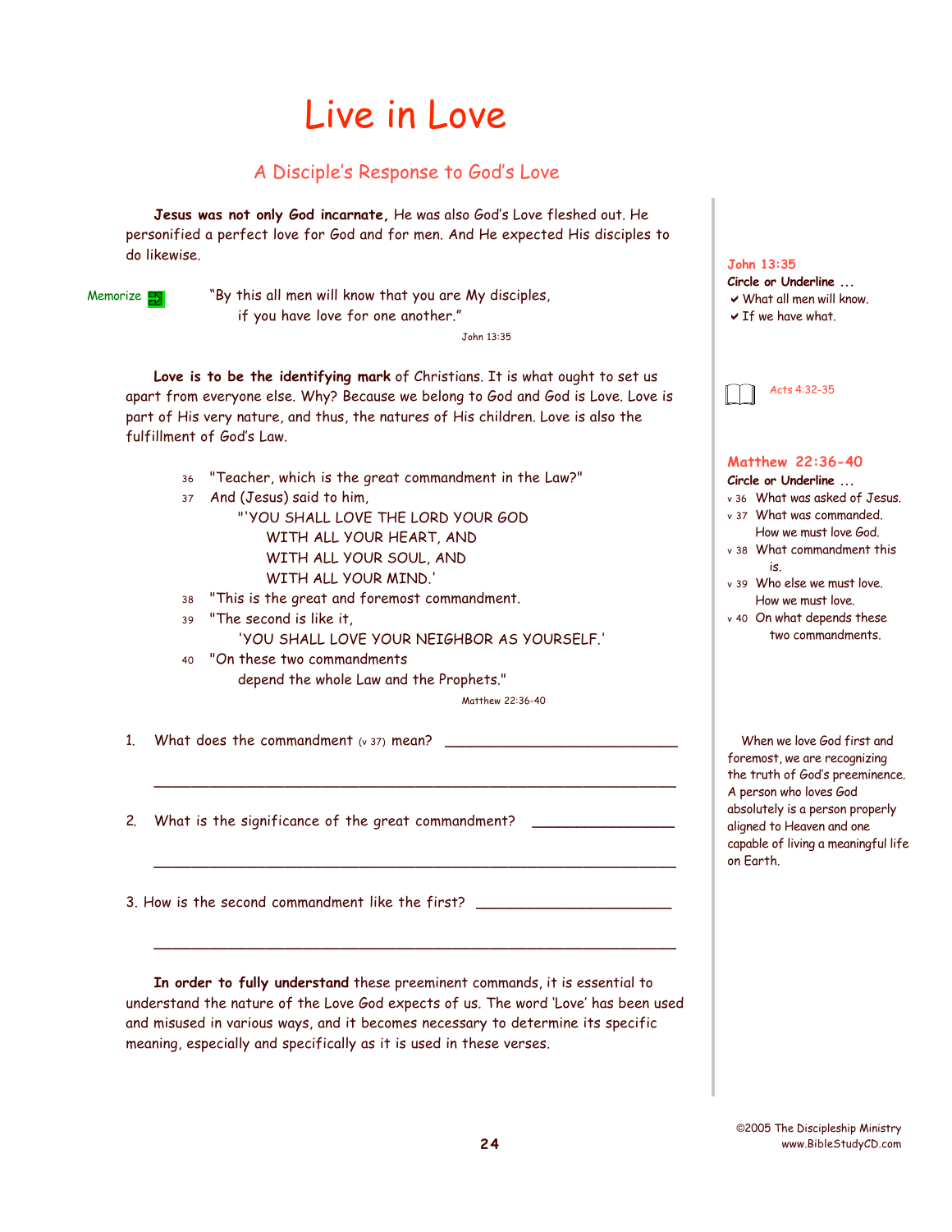# Live in Love

## A Disciple's Response to God's Love

**Jesus was not only God incarnate,** He was also God's Love fleshed out. He personified a perfect love for God and for men. And He expected His disciples to do likewise.

Memorize

> "By this all men will know that you are My disciples,
> if you have love for one another."
>
> John 13:35

**John 13:35**
**Circle or Underline ...**
- ✔ What all men will know.
- ✔ If we have what.

**Love is to be the identifying mark** of Christians. It is what ought to set us apart from everyone else. Why? Because we belong to God and God is Love. Love is part of His very nature, and thus, the natures of His children. Love is also the fulfillment of God's Law.

Acts 4:32-35

> 36 "Teacher, which is the great commandment in the Law?"
> 37 And (Jesus) said to him,
> "'YOU SHALL LOVE THE LORD YOUR GOD
> WITH ALL YOUR HEART, AND
> WITH ALL YOUR SOUL, AND
> WITH ALL YOUR MIND.'
> 38 "This is the great and foremost commandment.
> 39 "The second is like it,
> 'YOU SHALL LOVE YOUR NEIGHBOR AS YOURSELF.'
> 40 "On these two commandments
> depend the whole Law and the Prophets."
>
> Matthew 22:36-40

**Matthew 22:36-40**
**Circle or Underline ...**
- v 36 What was asked of Jesus.
- v 37 What was commanded. How we must love God.
- v 38 What commandment this is.
- v 39 Who else we must love. How we must love.
- v 40 On what depends these two commandments.

1. What does the commandment (v 37) mean? ______________________________

___________________________________________________________________

2. What is the significance of the great commandment? ___________________

___________________________________________________________________

3. How is the second commandment like the first? ________________________

___________________________________________________________________

When we love God first and foremost, we are recognizing the truth of God's preeminence. A person who loves God absolutely is a person properly aligned to Heaven and one capable of living a meaningful life on Earth.

**In order to fully understand** these preeminent commands, it is essential to understand the nature of the Love God expects of us. The word 'Love' has been used and misused in various ways, and it becomes necessary to determine its specific meaning, especially and specifically as it is used in these verses.

©2005 The Discipleship Ministry
www.BibleStudyCD.com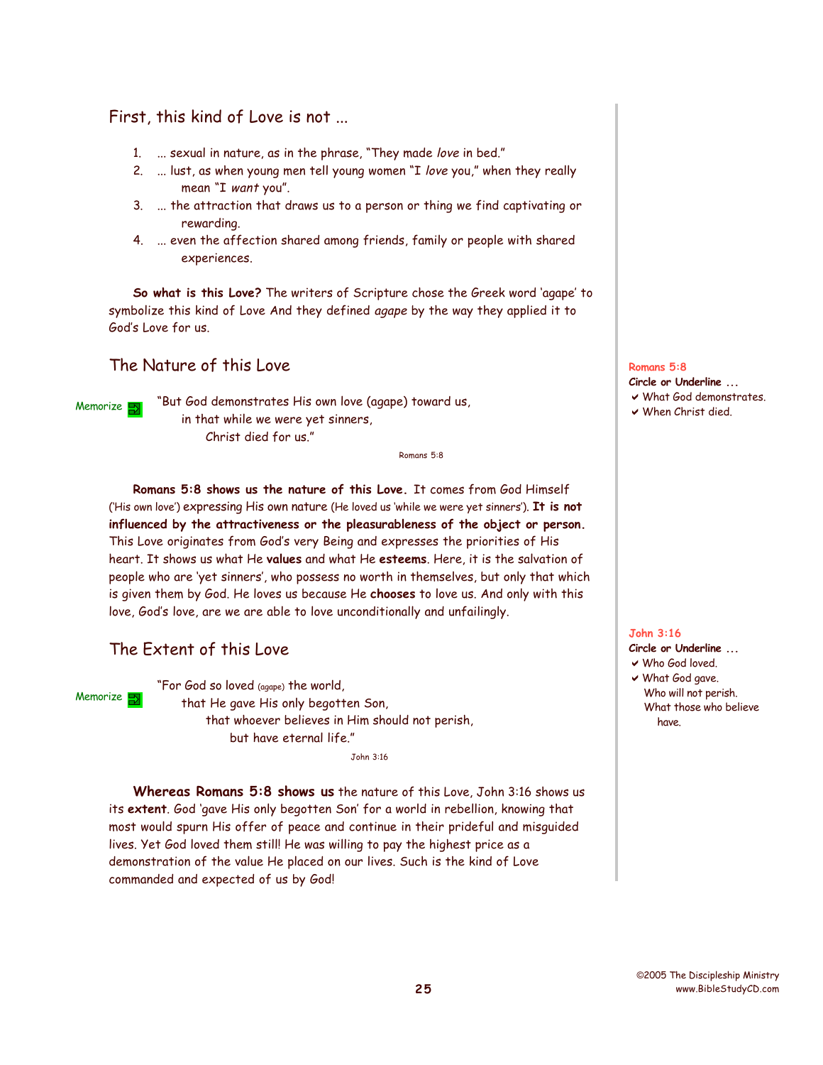## First, this kind of Love is not ...

1. ... sexual in nature, as in the phrase, "They made *love* in bed."
2. ... lust, as when young men tell young women "I *love* you," when they really mean "I *want* you".
3. ... the attraction that draws us to a person or thing we find captivating or rewarding.
4. ... even the affection shared among friends, family or people with shared experiences.

**So what is this Love?** The writers of Scripture chose the Greek word 'agape' to symbolize this kind of Love And they defined *agape* by the way they applied it to God's Love for us.

## The Nature of this Love

Memorize

> "But God demonstrates His own love (agape) toward us,
> in that while we were yet sinners,
> Christ died for us."
>
> Romans 5:8

**Romans 5:8**
**Circle or Underline ...**
- ✔ What God demonstrates.
- ✔ When Christ died.

**Romans 5:8 shows us the nature of this Love.** It comes from God Himself ('His own love') expressing His own nature (He loved us 'while we were yet sinners'). **It is not influenced by the attractiveness or the pleasurableness of the object or person.** This Love originates from God's very Being and expresses the priorities of His heart. It shows us what He **values** and what He **esteems**. Here, it is the salvation of people who are 'yet sinners', who possess no worth in themselves, but only that which is given them by God. He loves us because He **chooses** to love us. And only with this love, God's love, are we are able to love unconditionally and unfailingly.

## The Extent of this Love

Memorize

> "For God so loved (agape) the world,
> that He gave His only begotten Son,
> that whoever believes in Him should not perish,
> but have eternal life."
>
> John 3:16

**John 3:16**
**Circle or Underline ...**
- ✔ Who God loved.
- ✔ What God gave.
- Who will not perish.
- What those who believe have.

**Whereas Romans 5:8 shows us** the nature of this Love, John 3:16 shows us its **extent**. God 'gave His only begotten Son' for a world in rebellion, knowing that most would spurn His offer of peace and continue in their prideful and misguided lives. Yet God loved them still! He was willing to pay the highest price as a demonstration of the value He placed on our lives. Such is the kind of Love commanded and expected of us by God!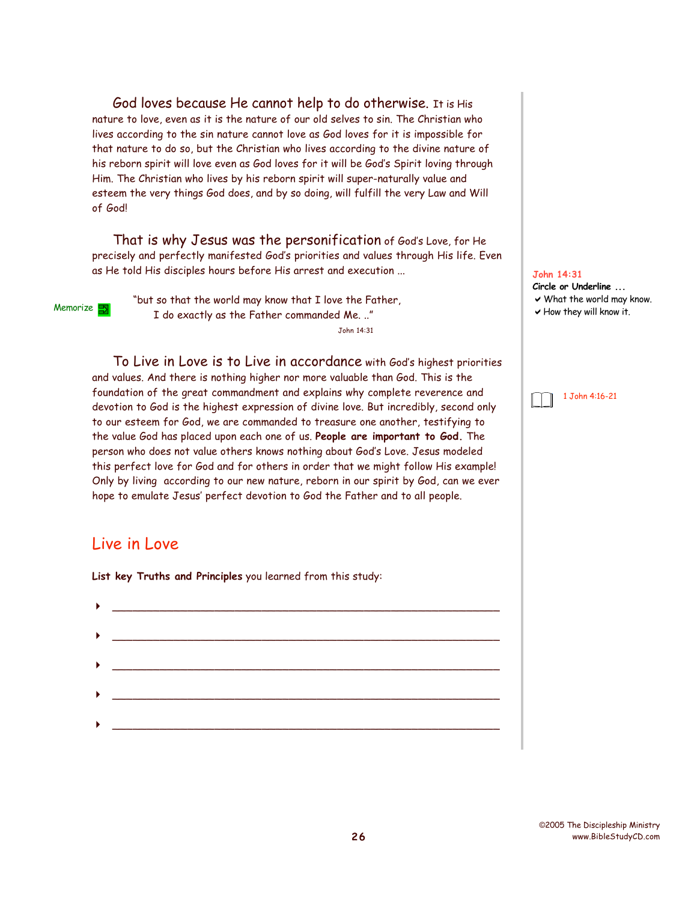God loves because He cannot help to do otherwise. It is His nature to love, even as it is the nature of our old selves to sin. The Christian who lives according to the sin nature cannot love as God loves for it is impossible for that nature to do so, but the Christian who lives according to the divine nature of his reborn spirit will love even as God loves for it will be God's Spirit loving through Him. The Christian who lives by his reborn spirit will super-naturally value and esteem the very things God does, and by so doing, will fulfill the very Law and Will of God!

That is why Jesus was the personification of God's Love, for He precisely and perfectly manifested God's priorities and values through His life. Even as He told His disciples hours before His arrest and execution ...

Memorize

> "but so that the world may know that I love the Father,
> I do exactly as the Father commanded Me. .."
>
> John 14:31

**John 14:31**
**Circle or Underline ...**
- ✔ What the world may know.
- ✔ How they will know it.

To Live in Love is to Live in accordance with God's highest priorities and values. And there is nothing higher nor more valuable than God. This is the foundation of the great commandment and explains why complete reverence and devotion to God is the highest expression of divine love. But incredibly, second only to our esteem for God, we are commanded to treasure one another, testifying to the value God has placed upon each one of us. **People are important to God.** The person who does not value others knows nothing about God's Love. Jesus modeled this perfect love for God and for others in order that we might follow His example! Only by living according to our new nature, reborn in our spirit by God, can we ever hope to emulate Jesus' perfect devotion to God the Father and to all people.

1 John 4:16-21

## Live in Love

**List key Truths and Principles** you learned from this study:

- ____________________________________________________________
- ____________________________________________________________
- ____________________________________________________________
- ____________________________________________________________
- ____________________________________________________________

©2005 The Discipleship Ministry
www.BibleStudyCD.com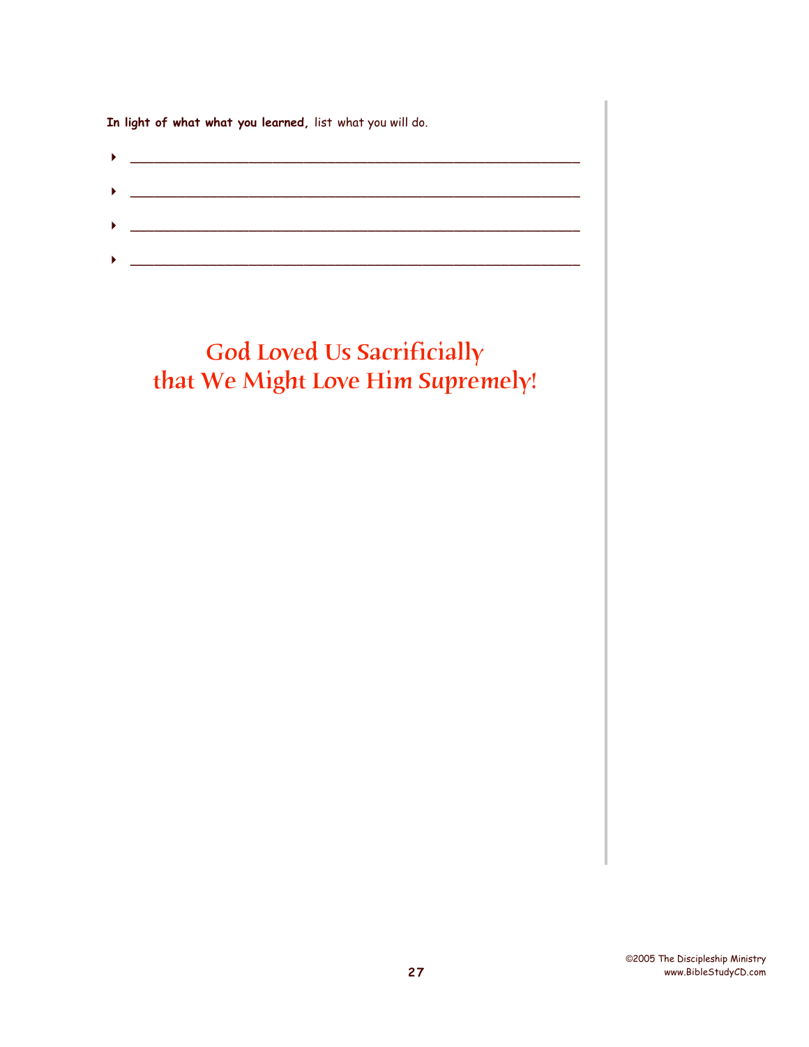**In light of what what you learned,** list what you will do.

- ________________________________________________
- ________________________________________________
- ________________________________________________
- ________________________________________________

## God Loved Us Sacrificially that We Might Love Him Supremely!

©2005 The Discipleship Ministry
www.BibleStudyCD.com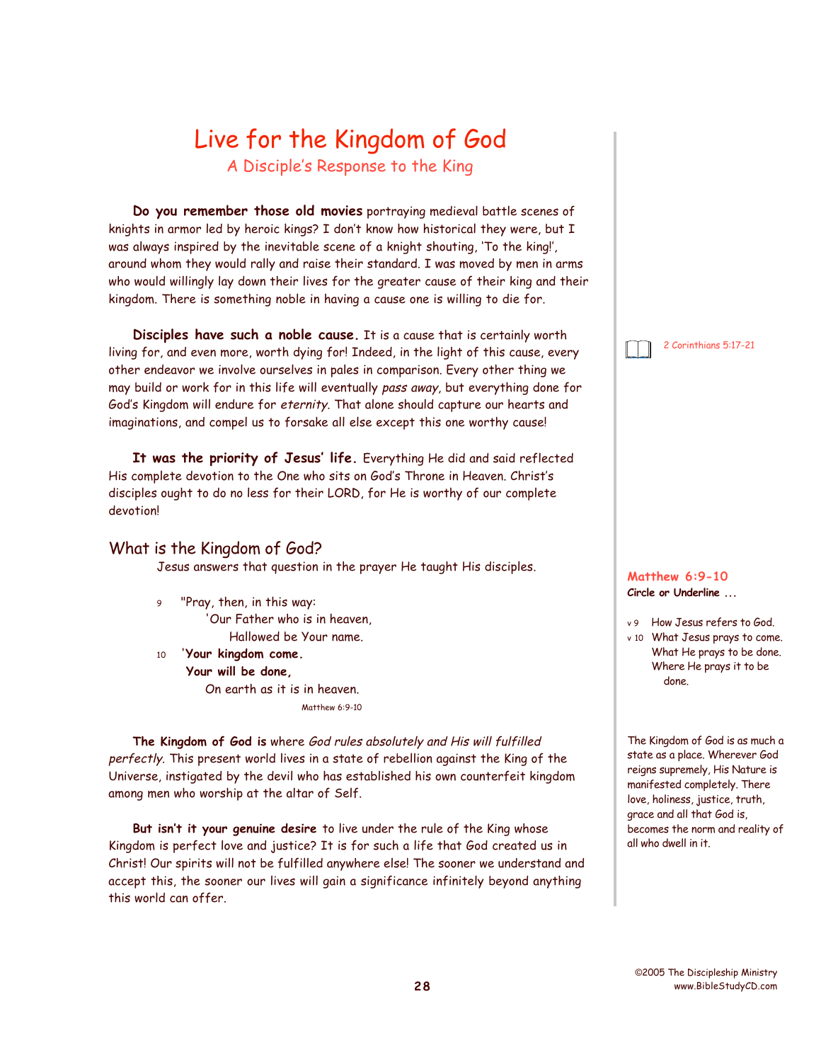# Live for the Kingdom of God

## A Disciple's Response to the King

**Do you remember those old movies** portraying medieval battle scenes of knights in armor led by heroic kings? I don't know how historical they were, but I was always inspired by the inevitable scene of a knight shouting, 'To the king!', around whom they would rally and raise their standard. I was moved by men in arms who would willingly lay down their lives for the greater cause of their king and their kingdom. There is something noble in having a cause one is willing to die for.

**Disciples have such a noble cause.** It is a cause that is certainly worth living for, and even more, worth dying for! Indeed, in the light of this cause, every other endeavor we involve ourselves in pales in comparison. Every other thing we may build or work for in this life will eventually *pass away*, but everything done for God's Kingdom will endure for *eternity*. That alone should capture our hearts and imaginations, and compel us to forsake all else except this one worthy cause!

2 Corinthians 5:17-21

**It was the priority of Jesus' life.** Everything He did and said reflected His complete devotion to the One who sits on God's Throne in Heaven. Christ's disciples ought to do no less for their LORD, for He is worthy of our complete devotion!

## What is the Kingdom of God?

Jesus answers that question in the prayer He taught His disciples.

9 "Pray, then, in this way:
'Our Father who is in heaven,
Hallowed be Your name.
10 '**Your kingdom come.**
**Your will be done,**
On earth as it is in heaven.

Matthew 6:9-10

**Matthew 6:9-10**
**Circle or Underline ...**

- v 9 How Jesus refers to God.
- v 10 What Jesus prays to come. What He prays to be done. Where He prays it to be done.

**The Kingdom of God is** where *God rules absolutely and His will fulfilled perfectly*. This present world lives in a state of rebellion against the King of the Universe, instigated by the devil who has established his own counterfeit kingdom among men who worship at the altar of Self.

The Kingdom of God is as much a state as a place. Wherever God reigns supremely, His Nature is manifested completely. There love, holiness, justice, truth, grace and all that God is, becomes the norm and reality of all who dwell in it.

**But isn't it your genuine desire** to live under the rule of the King whose Kingdom is perfect love and justice? It is for such a life that God created us in Christ! Our spirits will not be fulfilled anywhere else! The sooner we understand and accept this, the sooner our lives will gain a significance infinitely beyond anything this world can offer.

©2005 The Discipleship Ministry
www.BibleStudyCD.com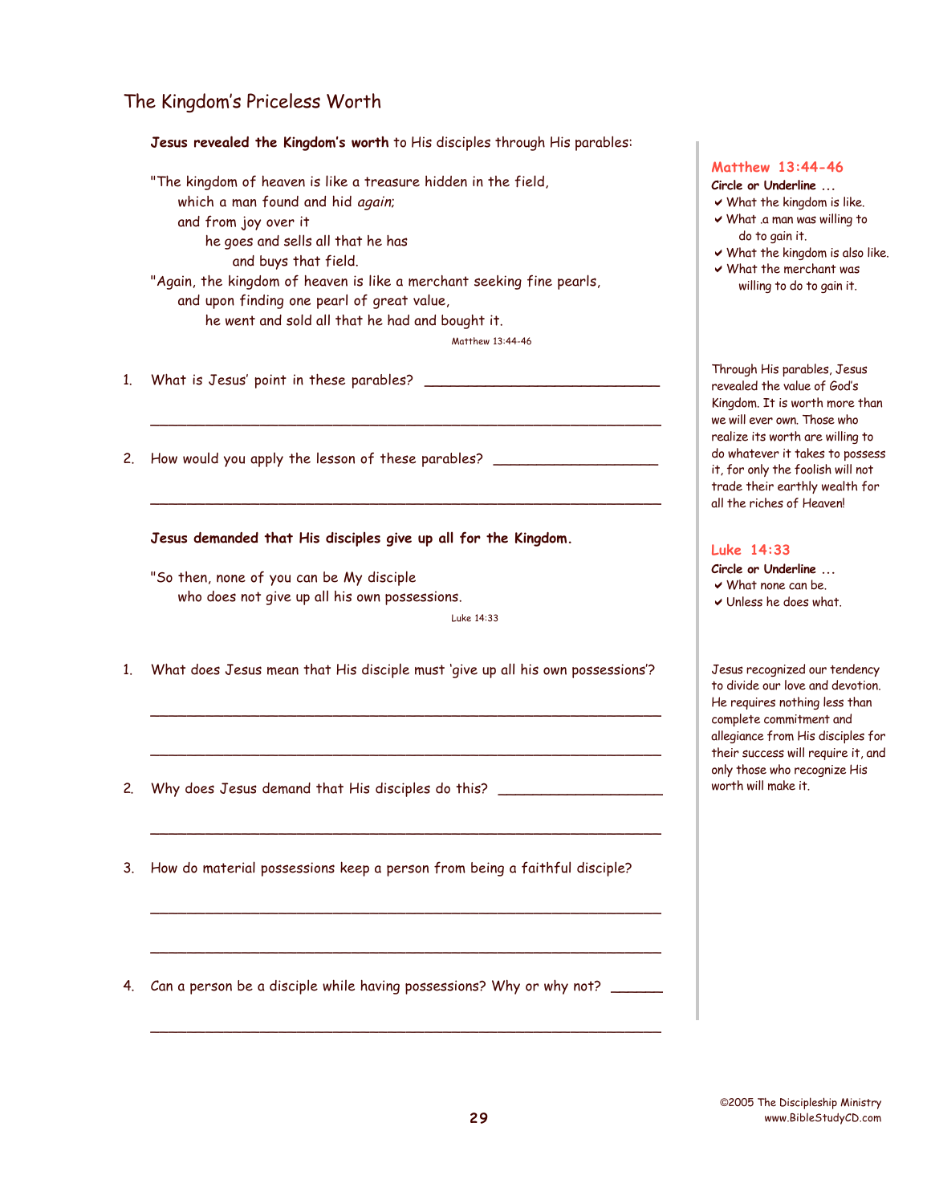# The Kingdom's Priceless Worth

**Jesus revealed the Kingdom's worth** to His disciples through His parables:

"The kingdom of heaven is like a treasure hidden in the field,
which a man found and hid *again;*
and from joy over it
he goes and sells all that he has
and buys that field.
"Again, the kingdom of heaven is like a merchant seeking fine pearls,
and upon finding one pearl of great value,
he went and sold all that he had and bought it.

Matthew 13:44-46

**Matthew 13:44-46**
**Circle or Underline ...**
- ✔ What the kingdom is like.
- ✔ What .a man was willing to do to gain it.
- ✔ What the kingdom is also like.
- ✔ What the merchant was willing to do to gain it.

1. What is Jesus' point in these parables? ______________________________

_________________________________________________________________

2. How would you apply the lesson of these parables? ____________________

_________________________________________________________________

Through His parables, Jesus revealed the value of God's Kingdom. It is worth more than we will ever own. Those who realize its worth are willing to do whatever it takes to possess it, for only the foolish will not trade their earthly wealth for all the riches of Heaven!

**Jesus demanded that His disciples give up all for the Kingdom.**

"So then, none of you can be My disciple
who does not give up all his own possessions.

Luke 14:33

**Luke 14:33**
**Circle or Underline ...**
- ✔ What none can be.
- ✔ Unless he does what.

1. What does Jesus mean that His disciple must 'give up all his own possessions'?

_________________________________________________________________

_________________________________________________________________

2. Why does Jesus demand that His disciples do this? ____________________

_________________________________________________________________

3. How do material possessions keep a person from being a faithful disciple?

_________________________________________________________________

_________________________________________________________________

4. Can a person be a disciple while having possessions? Why or why not? ______

_________________________________________________________________

Jesus recognized our tendency to divide our love and devotion. He requires nothing less than complete commitment and allegiance from His disciples for their success will require it, and only those who recognize His worth will make it.

©2005 The Discipleship Ministry
www.BibleStudyCD.com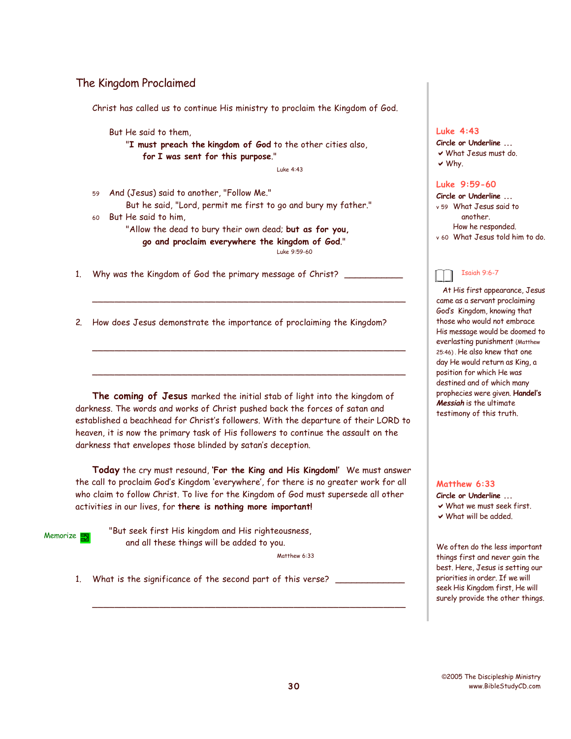## The Kingdom Proclaimed

Christ has called us to continue His ministry to proclaim the Kingdom of God.

> But He said to them,
> "**I must preach the kingdom of God** to the other cities also,
> **for I was sent for this purpose**."
>
> Luke 4:43

**Luke 4:43**
**Circle or Underline ...**
- ✔ What Jesus must do.
- ✔ Why.

> 59 And (Jesus) said to another, "Follow Me."
> But he said, "Lord, permit me first to go and bury my father."
> 60 But He said to him,
> "Allow the dead to bury their own dead; **but as for you, go and proclaim everywhere the kingdom of God**."
>
> Luke 9:59-60

**Luke 9:59-60**
**Circle or Underline ...**
- v 59 What Jesus said to another. How he responded.
- v 60 What Jesus told him to do.

1. Why was the Kingdom of God the primary message of Christ? ____________

_______________________________________________________________

2. How does Jesus demonstrate the importance of proclaiming the Kingdom?

_______________________________________________________________

_______________________________________________________________

Isaiah 9:6-7

At His first appearance, Jesus came as a servant proclaiming God's Kingdom, knowing that those who would not embrace His message would be doomed to everlasting punishment (Matthew 25:46). He also knew that one day He would return as King, a position for which He was destined and of which many prophecies were given. **Handel's *Messiah*** is the ultimate testimony of this truth.

**The coming of Jesus** marked the initial stab of light into the kingdom of darkness. The words and works of Christ pushed back the forces of satan and established a beachhead for Christ's followers. With the departure of their LORD to heaven, it is now the primary task of His followers to continue the assault on the darkness that envelopes those blinded by satan's deception.

**Today** the cry must resound, **'For the King and His Kingdom!'** We must answer the call to proclaim God's Kingdom 'everywhere', for there is no greater work for all who claim to follow Christ. To live for the Kingdom of God must supersede all other activities in our lives, for **there is nothing more important!**

Memorize

> "But seek first His kingdom and His righteousness,
> and all these things will be added to you.
>
> Matthew 6:33

**Matthew 6:33**
**Circle or Underline ...**
- ✔ What we must seek first.
- ✔ What will be added.

We often do the less important things first and never gain the best. Here, Jesus is setting our priorities in order. If we will seek His Kingdom first, He will surely provide the other things.

1. What is the significance of the second part of this verse? ______________

_______________________________________________________________

©2005 The Discipleship Ministry
www.BibleStudyCD.com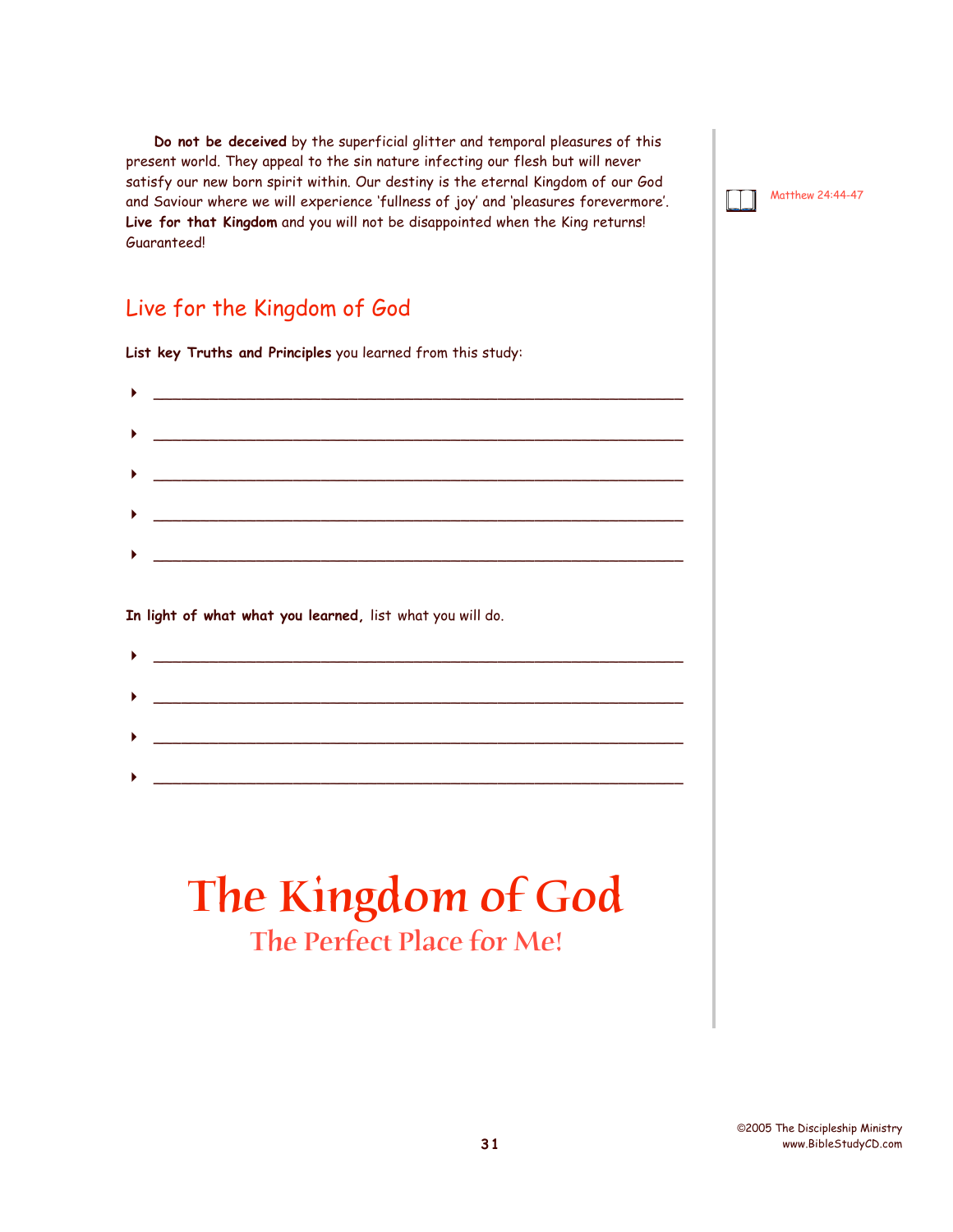**Do not be deceived** by the superficial glitter and temporal pleasures of this present world. They appeal to the sin nature infecting our flesh but will never satisfy our new born spirit within. Our destiny is the eternal Kingdom of our God and Saviour where we will experience 'fullness of joy' and 'pleasures forevermore'. **Live for that Kingdom** and you will not be disappointed when the King returns! Guaranteed!

Matthew 24:44-47

## Live for the Kingdom of God

**List key Truths and Principles** you learned from this study:

- ____________________________________________________________
- ____________________________________________________________
- ____________________________________________________________
- ____________________________________________________________
- ____________________________________________________________

**In light of what what you learned,** list what you will do.

- ____________________________________________________________
- ____________________________________________________________
- ____________________________________________________________
- ____________________________________________________________

# The Kingdom of God

## The Perfect Place for Me!

©2005 The Discipleship Ministry
www.BibleStudyCD.com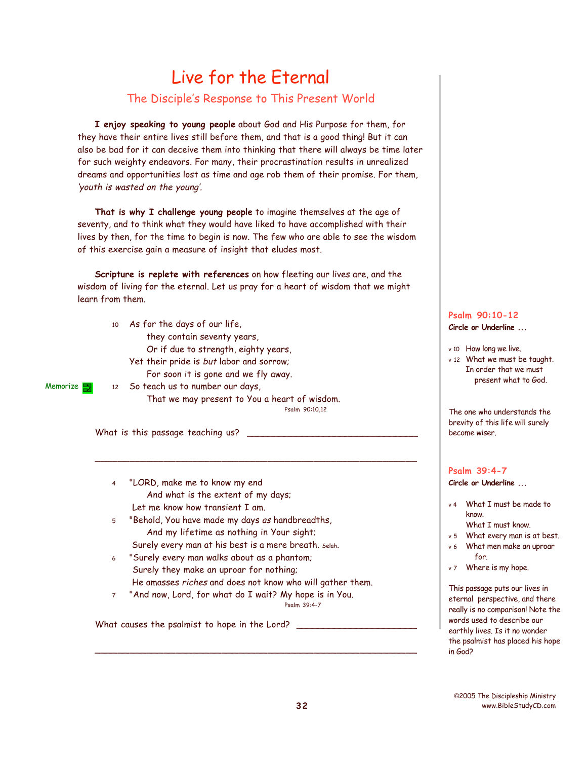# Live for the Eternal

## The Disciple's Response to This Present World

**I enjoy speaking to young people** about God and His Purpose for them, for they have their entire lives still before them, and that is a good thing! But it can also be bad for it can deceive them into thinking that there will always be time later for such weighty endeavors. For many, their procrastination results in unrealized dreams and opportunities lost as time and age rob them of their promise. For them, *'youth is wasted on the young'*.

**That is why I challenge young people** to imagine themselves at the age of seventy, and to think what they would have liked to have accomplished with their lives by then, for the time to begin is now. The few who are able to see the wisdom of this exercise gain a measure of insight that eludes most.

**Scripture is replete with references** on how fleeting our lives are, and the wisdom of living for the eternal. Let us pray for a heart of wisdom that we might learn from them.

10 As for the days of our life,
 they contain seventy years,
 Or if due to strength, eighty years,
 Yet their pride is *but* labor and sorrow;
 For soon it is gone and we fly away.

Memorize

12 So teach us to number our days,
 That we may present to You a heart of wisdom.

Psalm 90:10,12

What is this passage teaching us? ________________________________

________________________________________________________________

### Psalm 90:10-12

**Circle or Underline ...**

- v 10 How long we live.
- v 12 What we must be taught. In order that we must present what to God.

The one who understands the brevity of this life will surely become wiser.

4 "LORD, make me to know my end
 And what is the extent of my days;
 Let me know how transient I am.

5 "Behold, You have made my days *as* handbreadths,
 And my lifetime as nothing in Your sight;
 Surely every man at his best is a mere breath. Selah.

6 "Surely every man walks about as a phantom;
 Surely they make an uproar for nothing;
 He amasses *riches* and does not know who will gather them.

7 "And now, Lord, for what do I wait? My hope is in You.

Psalm 39:4-7

What causes the psalmist to hope in the Lord? ________________________

________________________________________________________________

### Psalm 39:4-7

**Circle or Underline ...**

- v 4 What I must be made to know. What I must know.
- v 5 What every man is at best.
- v 6 What men make an uproar for.
- v 7 Where is my hope.

This passage puts our lives in eternal perspective, and there really is no comparison! Note the words used to describe our earthly lives. Is it no wonder the psalmist has placed his hope in God?

©2005 The Discipleship Ministry
www.BibleStudyCD.com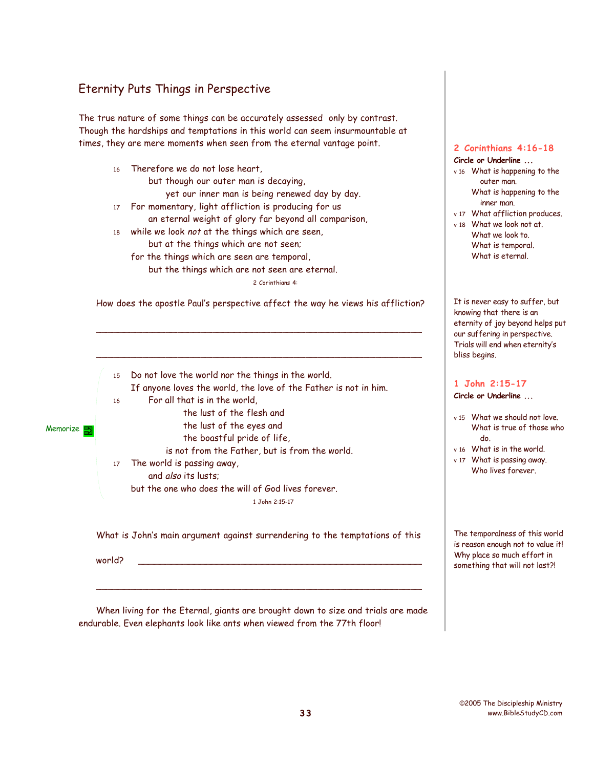## Eternity Puts Things in Perspective

The true nature of some things can be accurately assessed only by contrast. Though the hardships and temptations in this world can seem insurmountable at times, they are mere moments when seen from the eternal vantage point.

16 Therefore we do not lose heart,
but though our outer man is decaying,
yet our inner man is being renewed day by day.
17 For momentary, light affliction is producing for us
an eternal weight of glory far beyond all comparison,
18 while we look *not* at the things which are seen,
but at the things which are not seen;
for the things which are seen are temporal,
but the things which are not seen are eternal.

2 Corinthians 4:

**2 Corinthians 4:16-18**

**Circle or Underline ...**

- v 16 What is happening to the outer man.
  What is happening to the inner man.
- v 17 What affliction produces.
- v 18 What we look not at.
  What we look to.
  What is temporal.
  What is eternal.

How does the apostle Paul's perspective affect the way he views his affliction?

______________________________________________________________

______________________________________________________________

It is never easy to suffer, but knowing that there is an eternity of joy beyond helps put our suffering in perspective. Trials will end when eternity's bliss begins.

Memorize

15 Do not love the world nor the things in the world.
If anyone loves the world, the love of the Father is not in him.
16 For all that is in the world,
the lust of the flesh and
the lust of the eyes and
the boastful pride of life,
is not from the Father, but is from the world.
17 The world is passing away,
and *also* its lusts;
but the one who does the will of God lives forever.

1 John 2:15-17

**1 John 2:15-17**

**Circle or Underline ...**

- v 15 What we should not love.
  What is true of those who do.
- v 16 What is in the world.
- v 17 What is passing away.
  Who lives forever.

What is John's main argument against surrendering to the temptations of this world? ______________________________________________________

______________________________________________________________

The temporalness of this world is reason enough not to value it! Why place so much effort in something that will not last?!

When living for the Eternal, giants are brought down to size and trials are made endurable. Even elephants look like ants when viewed from the 77th floor!

©2005 The Discipleship Ministry
www.BibleStudyCD.com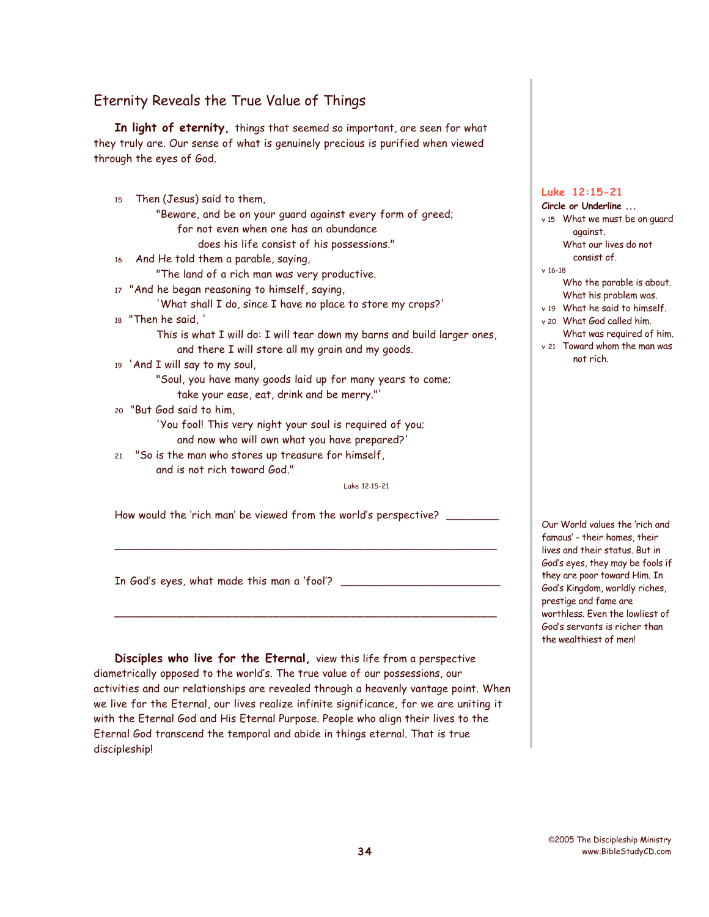## Eternity Reveals the True Value of Things

**In light of eternity,** things that seemed so important, are seen for what they truly are. Our sense of what is genuinely precious is purified when viewed through the eyes of God.

15 Then (Jesus) said to them,
"Beware, and be on your guard against every form of greed;
for not even when one has an abundance
does his life consist of his possessions."

16 And He told them a parable, saying,
"The land of a rich man was very productive.

17 "And he began reasoning to himself, saying,
'What shall I do, since I have no place to store my crops?'

18 "Then he said, '
This is what I will do: I will tear down my barns and build larger ones,
and there I will store all my grain and my goods.

19 'And I will say to my soul,
"Soul, you have many goods laid up for many years to come;
take your ease, eat, drink and be merry."'

20 "But God said to him,
'You fool! This very night your soul is required of you;
and now who will own what you have prepared?'

21 "So is the man who stores up treasure for himself,
and is not rich toward God."

Luke 12:15-21

**Luke 12:15-21**

**Circle or Underline ...**

- v 15 What we must be on guard against.
  What our lives do not consist of.
- v 16-18
  Who the parable is about.
  What his problem was.
- v 19 What he said to himself.
- v 20 What God called him.
  What was required of him.
- v 21 Toward whom the man was not rich.

How would the 'rich man' be viewed from the world's perspective? ________

____________________________________________________________

In God's eyes, what made this man a 'fool'? ________________________

____________________________________________________________

Our World values the 'rich and famous' - their homes, their lives and their status. But in God's eyes, they may be fools if they are poor toward Him. In God's Kingdom, worldly riches, prestige and fame are worthless. Even the lowliest of God's servants is richer than the wealthiest of men!

**Disciples who live for the Eternal,** view this life from a perspective diametrically opposed to the world's. The true value of our possessions, our activities and our relationships are revealed through a heavenly vantage point. When we live for the Eternal, our lives realize infinite significance, for we are uniting it with the Eternal God and His Eternal Purpose. People who align their lives to the Eternal God transcend the temporal and abide in things eternal. That is true discipleship!

©2005 The Discipleship Ministry
www.BibleStudyCD.com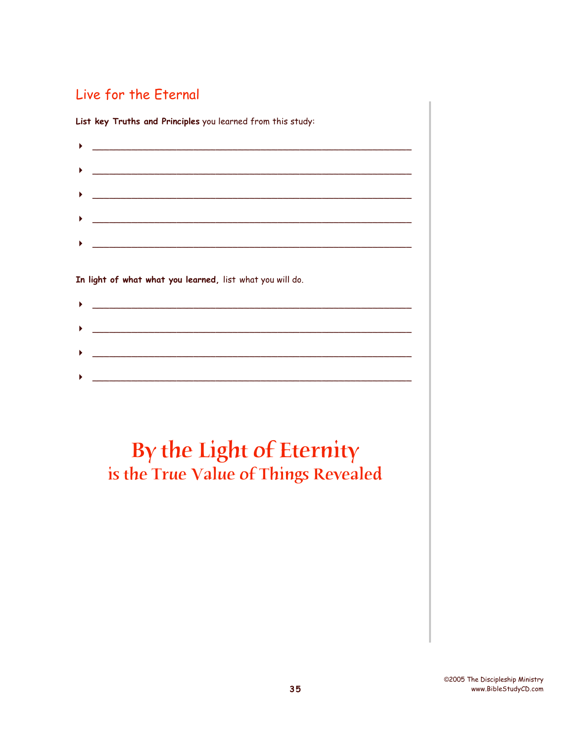## Live for the Eternal

**List key Truths and Principles** you learned from this study:

- ______________________________________________________________
- ______________________________________________________________
- ______________________________________________________________
- ______________________________________________________________
- ______________________________________________________________

**In light of what what you learned,** list what you will do.

- ______________________________________________________________
- ______________________________________________________________
- ______________________________________________________________
- ______________________________________________________________

# By the Light of Eternity
## is the True Value of Things Revealed

©2005 The Discipleship Ministry
www.BibleStudyCD.com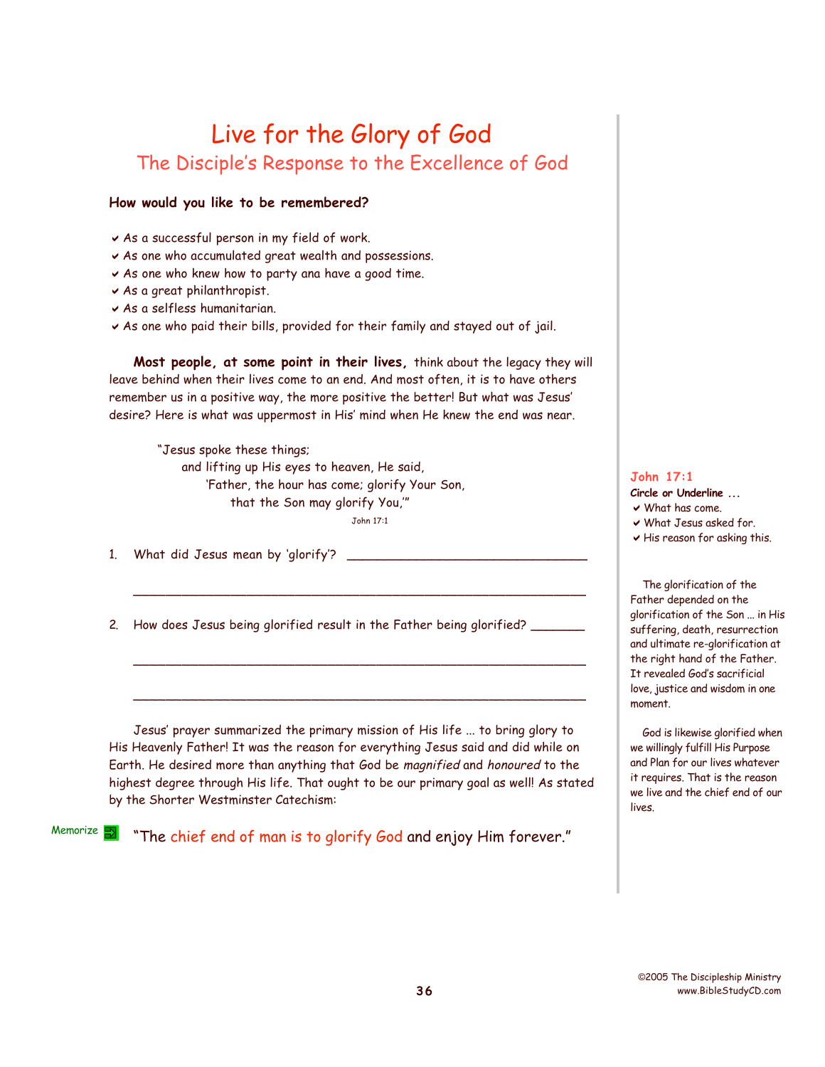# Live for the Glory of God

## The Disciple's Response to the Excellence of God

**How would you like to be remembered?**

- As a successful person in my field of work.
- As one who accumulated great wealth and possessions.
- As one who knew how to party ana have a good time.
- As a great philanthropist.
- As a selfless humanitarian.
- As one who paid their bills, provided for their family and stayed out of jail.

**Most people, at some point in their lives,** think about the legacy they will leave behind when their lives come to an end. And most often, it is to have others remember us in a positive way, the more positive the better! But what was Jesus' desire? Here is what was uppermost in His' mind when He knew the end was near.

> "Jesus spoke these things;
> and lifting up His eyes to heaven, He said,
> 'Father, the hour has come; glorify Your Son,
> that the Son may glorify You,'"
>
> John 17:1

1. What did Jesus mean by 'glorify'? ________________________________

   ____________________________________________________________

2. How does Jesus being glorified result in the Father being glorified? _______

   ____________________________________________________________

   ____________________________________________________________

Jesus' prayer summarized the primary mission of His life ... to bring glory to His Heavenly Father! It was the reason for everything Jesus said and did while on Earth. He desired more than anything that God be *magnified* and *honoured* to the highest degree through His life. That ought to be our primary goal as well! As stated by the Shorter Westminster Catechism:

Memorize "The chief end of man is to glorify God and enjoy Him forever."

**John 17:1**

**Circle or Underline ...**

- What has come.
- What Jesus asked for.
- His reason for asking this.

The glorification of the Father depended on the glorification of the Son ... in His suffering, death, resurrection and ultimate re-glorification at the right hand of the Father. It revealed God's sacrificial love, justice and wisdom in one moment.

God is likewise glorified when we willingly fulfill His Purpose and Plan for our lives whatever it requires. That is the reason we live and the chief end of our lives.

©2005 The Discipleship Ministry
www.BibleStudyCD.com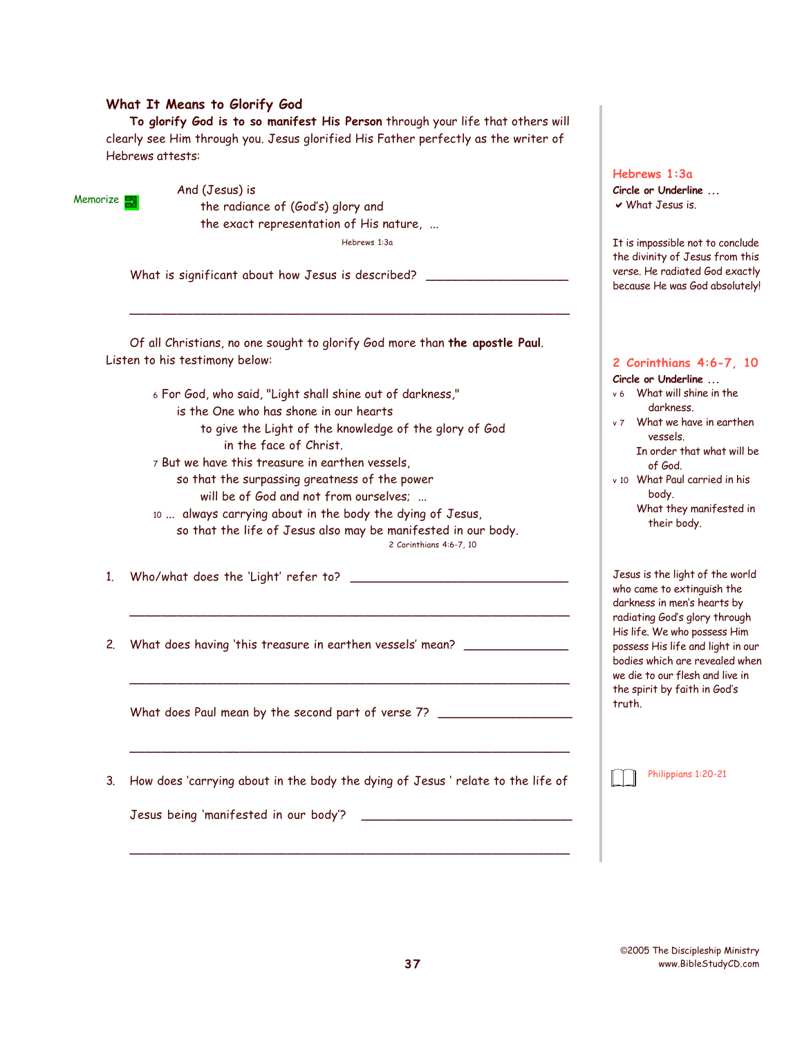## What It Means to Glorify God

**To glorify God is to so manifest His Person** through your life that others will clearly see Him through you. Jesus glorified His Father perfectly as the writer of Hebrews attests:

Memorize

> And (Jesus) is
> the radiance of (God's) glory and
> the exact representation of His nature, ...
>
> Hebrews 1:3a

**Hebrews 1:3a**
**Circle or Underline ...**
✔ What Jesus is.

It is impossible not to conclude the divinity of Jesus from this verse. He radiated God exactly because He was God absolutely!

What is significant about how Jesus is described? ____________________

_______________________________________________________________

Of all Christians, no one sought to glorify God more than **the apostle Paul**. Listen to his testimony below:

> 6 For God, who said, "Light shall shine out of darkness,"
> is the One who has shone in our hearts
> to give the Light of the knowledge of the glory of God
> in the face of Christ.
> 7 But we have this treasure in earthen vessels,
> so that the surpassing greatness of the power
> will be of God and not from ourselves; ...
> 10 ... always carrying about in the body the dying of Jesus,
> so that the life of Jesus also may be manifested in our body.
>
> 2 Corinthians 4:6-7, 10

**2 Corinthians 4:6-7, 10**
**Circle or Underline ...**
- v 6 What will shine in the darkness.
- v 7 What we have in earthen vessels.
  In order that what will be of God.
- v 10 What Paul carried in his body.
  What they manifested in their body.

1. Who/what does the 'Light' refer to? ______________________________

   _______________________________________________________________

2. What does having 'this treasure in earthen vessels' mean? ______________

   _______________________________________________________________

   What does Paul mean by the second part of verse 7? __________________

   _______________________________________________________________

3. How does 'carrying about in the body the dying of Jesus ' relate to the life of Jesus being 'manifested in our body'? ______________________________

   _______________________________________________________________

Jesus is the light of the world who came to extinguish the darkness in men's hearts by radiating God's glory through His life. We who possess Him possess His life and light in our bodies which are revealed when we die to our flesh and live in the spirit by faith in God's truth.

Philippians 1:20-21

©2005 The Discipleship Ministry
www.BibleStudyCD.com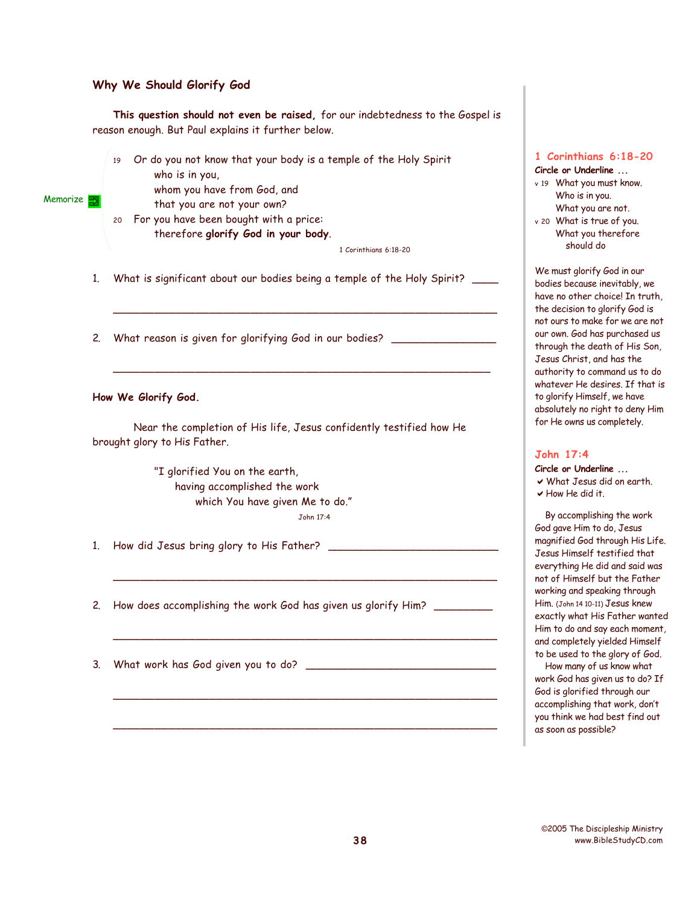## Why We Should Glorify God

**This question should not even be raised,** for our indebtedness to the Gospel is reason enough. But Paul explains it further below.

Memorize

> 19 Or do you not know that your body is a temple of the Holy Spirit
> who is in you,
> whom you have from God, and
> that you are not your own?
> 20 For you have been bought with a price:
> therefore **glorify God in your body**.
>
> 1 Corinthians 6:18-20

1. What is significant about our bodies being a temple of the Holy Spirit? ____

___________________________________________________________

2. What reason is given for glorifying God in our bodies? _______________

___________________________________________________________

**1 Corinthians 6:18-20**

**Circle or Underline ...**

- v 19 What you must know.
  - Who is in you.
  - What you are not.
- v 20 What is true of you.
  - What you therefore should do

We must glorify God in our bodies because inevitably, we have no other choice! In truth, the decision to glorify God is not ours to make for we are not our own. God has purchased us through the death of His Son, Jesus Christ, and has the authority to command us to do whatever He desires. If that is to glorify Himself, we have absolutely no right to deny Him for He owns us completely.

## How We Glorify God.

Near the completion of His life, Jesus confidently testified how He brought glory to His Father.

> "I glorified You on the earth,
> having accomplished the work
> which You have given Me to do."
>
> John 17:4

1. How did Jesus bring glory to His Father? __________________________

___________________________________________________________

2. How does accomplishing the work God has given us glorify Him? _________

___________________________________________________________

3. What work has God given you to do? ______________________________

___________________________________________________________

___________________________________________________________

**John 17:4**

**Circle or Underline ...**

- ✔ What Jesus did on earth.
- ✔ How He did it.

By accomplishing the work God gave Him to do, Jesus magnified God through His Life. Jesus Himself testified that everything He did and said was not of Himself but the Father working and speaking through Him. (John 14 10-11) Jesus knew exactly what His Father wanted Him to do and say each moment, and completely yielded Himself to be used to the glory of God.

How many of us know what work God has given us to do? If God is glorified through our accomplishing that work, don't you think we had best find out as soon as possible?

©2005 The Discipleship Ministry
www.BibleStudyCD.com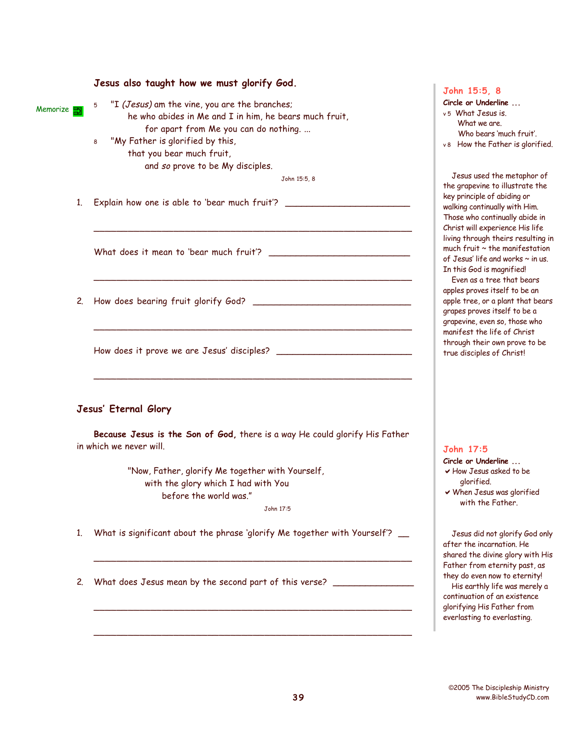### Jesus also taught how we must glorify God.

Memorize

5 "I *(Jesus)* am the vine, you are the branches;
he who abides in Me and I in him, he bears much fruit,
for apart from Me you can do nothing. ...

8 "My Father is glorified by this,
that you bear much fruit,
and *so* prove to be My disciples.

John 15:5, 8

1. Explain how one is able to 'bear much fruit'? ________________________

___________________________________________________________

What does it mean to 'bear much fruit'? ___________________________

___________________________________________________________

2. How does bearing fruit glorify God? _____________________________

___________________________________________________________

How does it prove we are Jesus' disciples? _________________________

___________________________________________________________

**John 15:5, 8**

**Circle or Underline ...**

v 5 What Jesus is.
What we are.
Who bears 'much fruit'.

v 8 How the Father is glorified.

Jesus used the metaphor of the grapevine to illustrate the key principle of abiding or walking continually with Him. Those who continually abide in Christ will experience His life living through theirs resulting in much fruit ~ the manifestation of Jesus' life and works ~ in us. In this God is magnified!

Even as a tree that bears apples proves itself to be an apple tree, or a plant that bears grapes proves itself to be a grapevine, even so, those who manifest the life of Christ through their own prove to be true disciples of Christ!

## Jesus' Eternal Glory

**Because Jesus is the Son of God,** there is a way He could glorify His Father in which we never will.

"Now, Father, glorify Me together with Yourself,
with the glory which I had with You
before the world was."

John 17:5

1. What is significant about the phrase 'glorify Me together with Yourself'? __

___________________________________________________________

2. What does Jesus mean by the second part of this verse? _______________

___________________________________________________________

___________________________________________________________

**John 17:5**

**Circle or Underline ...**

- ✔ How Jesus asked to be glorified.
- ✔ When Jesus was glorified with the Father.

Jesus did not glorify God only after the incarnation. He shared the divine glory with His Father from eternity past, as they do even now to eternity!

His earthly life was merely a continuation of an existence glorifying His Father from everlasting to everlasting.

©2005 The Discipleship Ministry
www.BibleStudyCD.com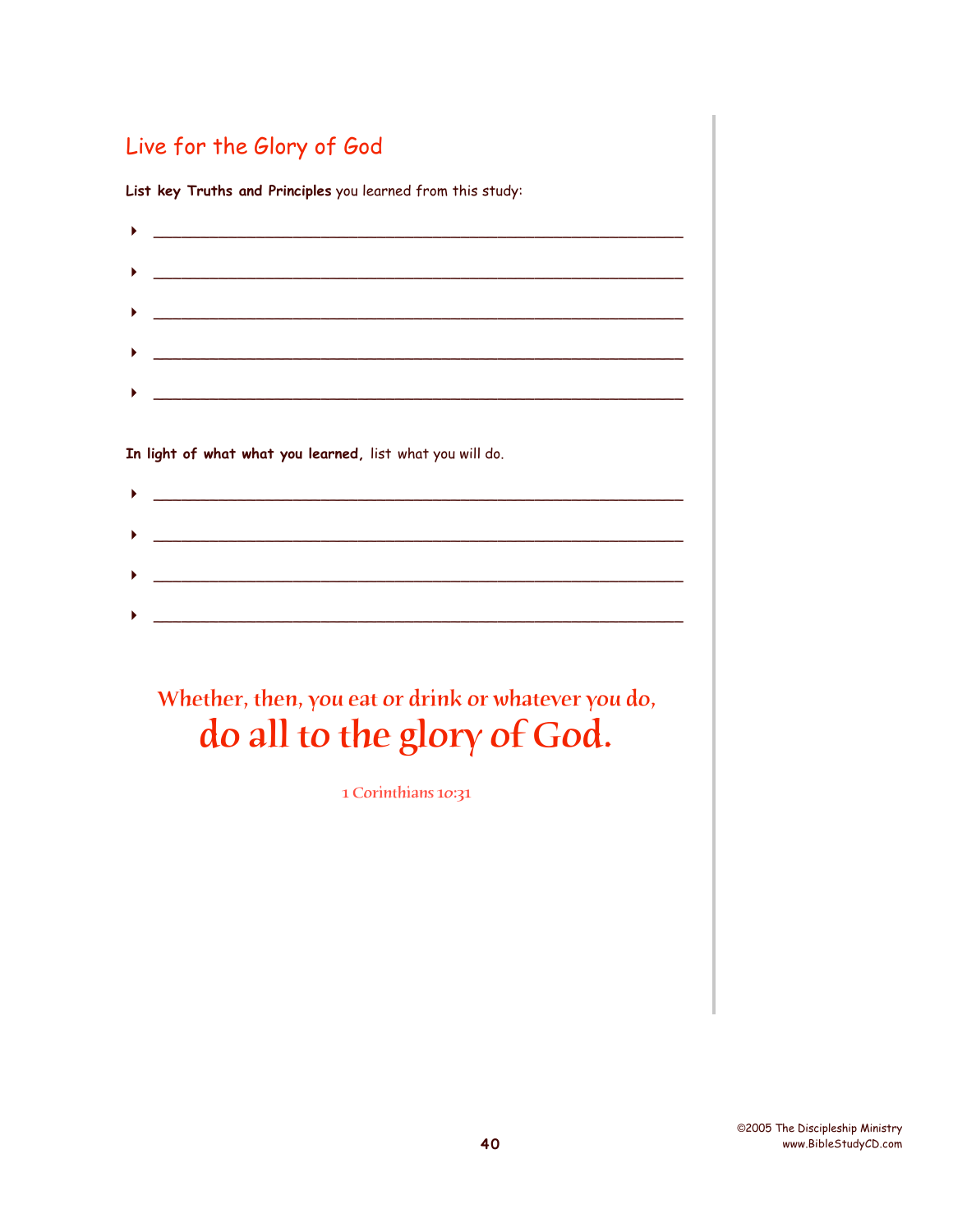## Live for the Glory of God

**List key Truths and Principles** you learned from this study:

- ________________________________________________________________
- ________________________________________________________________
- ________________________________________________________________
- ________________________________________________________________
- ________________________________________________________________

**In light of what what you learned,** list what you will do.

- ________________________________________________________________
- ________________________________________________________________
- ________________________________________________________________
- ________________________________________________________________

Whether, then, you eat or drink or whatever you do,
**do all to the glory of God.**

1 Corinthians 10:31

©2005 The Discipleship Ministry
www.BibleStudyCD.com